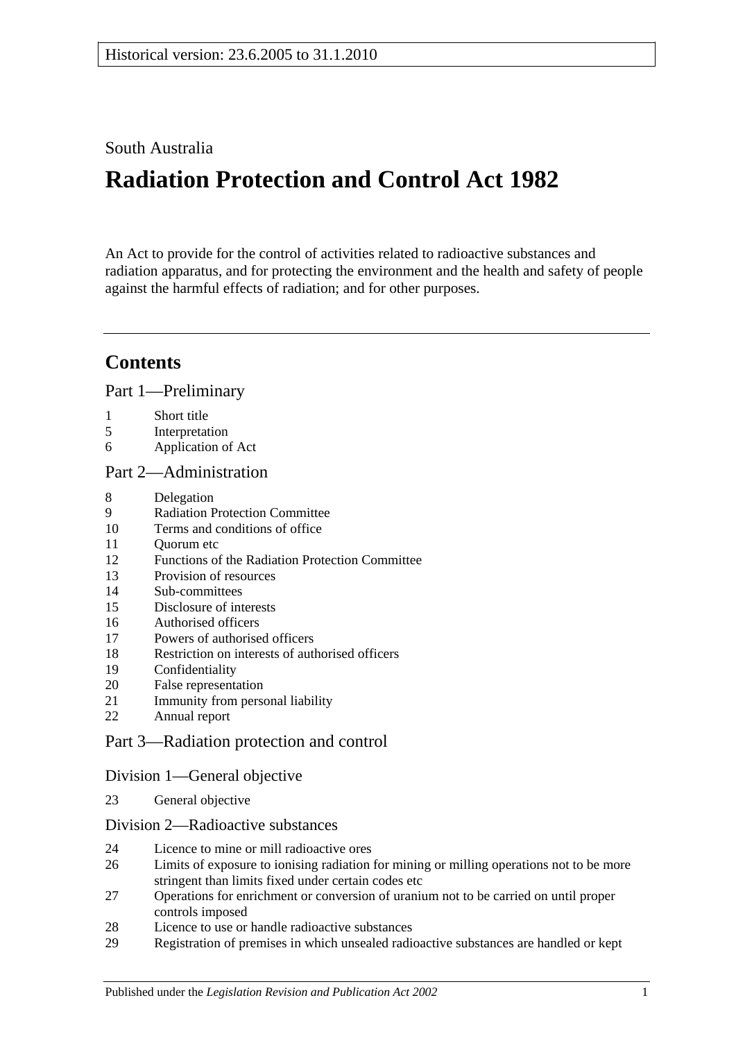Historical version: 23.6.2005 to 31.1.2010

South Australia

# Radiation Protection and Control Act 1982

An Act to provide for the control of activities related to radioactive substances and radiation apparatus, and for protecting the environment and the health and safety of people against the harmful effects of radiation; and for other purposes.

## Contents

### Part 1—Preliminary

1 Short title
5 Interpretation
6 Application of Act

### Part 2—Administration

8 Delegation
9 Radiation Protection Committee
10 Terms and conditions of office
11 Quorum etc
12 Functions of the Radiation Protection Committee
13 Provision of resources
14 Sub-committees
15 Disclosure of interests
16 Authorised officers
17 Powers of authorised officers
18 Restriction on interests of authorised officers
19 Confidentiality
20 False representation
21 Immunity from personal liability
22 Annual report

### Part 3—Radiation protection and control

#### Division 1—General objective

23 General objective

#### Division 2—Radioactive substances

24 Licence to mine or mill radioactive ores
26 Limits of exposure to ionising radiation for mining or milling operations not to be more stringent than limits fixed under certain codes etc
27 Operations for enrichment or conversion of uranium not to be carried on until proper controls imposed
28 Licence to use or handle radioactive substances
29 Registration of premises in which unsealed radioactive substances are handled or kept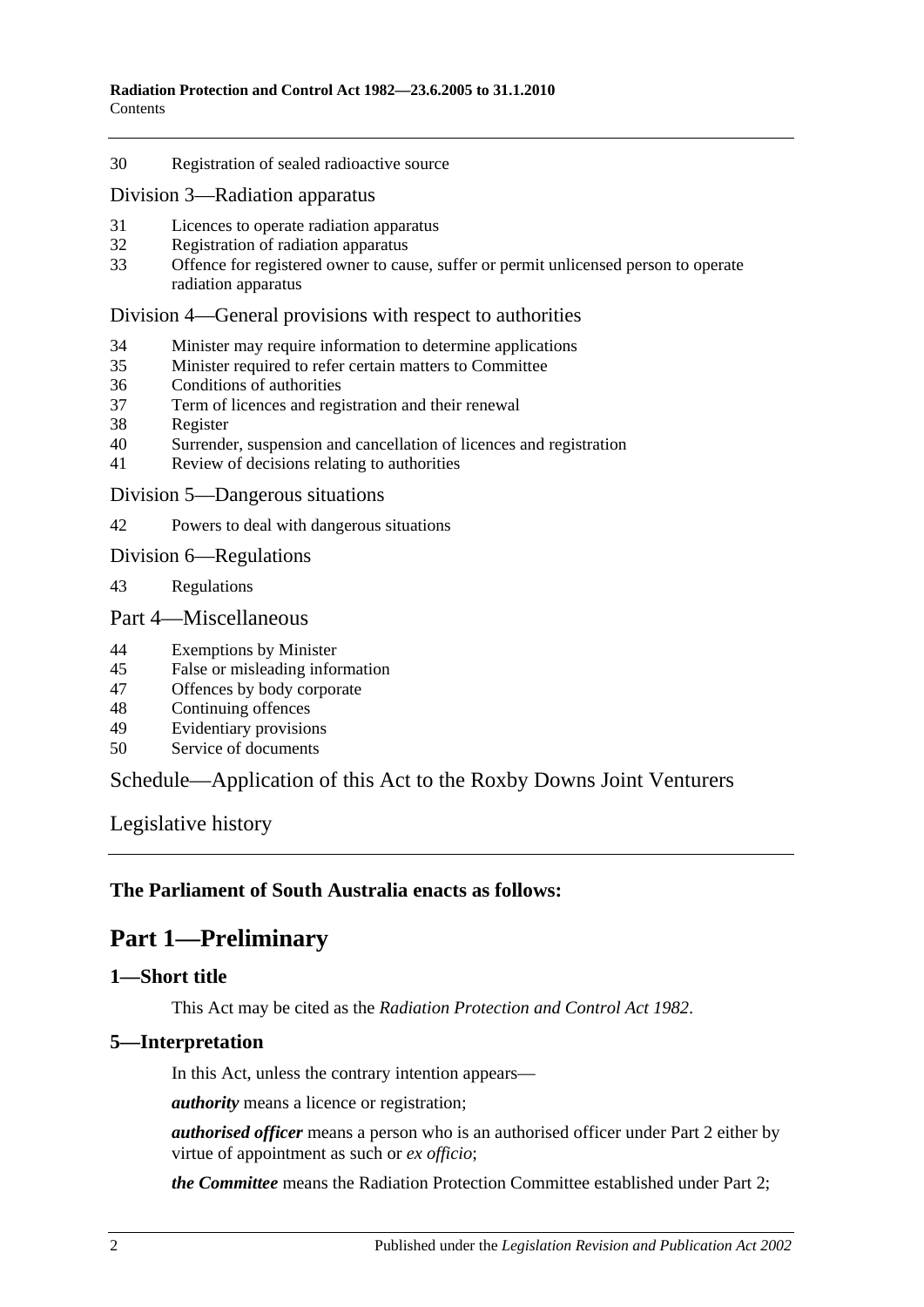30 Registration of sealed radioactive source

Division 3—Radiation apparatus

31 Licences to operate radiation apparatus
32 Registration of radiation apparatus
33 Offence for registered owner to cause, suffer or permit unlicensed person to operate radiation apparatus

Division 4—General provisions with respect to authorities

34 Minister may require information to determine applications
35 Minister required to refer certain matters to Committee
36 Conditions of authorities
37 Term of licences and registration and their renewal
38 Register
40 Surrender, suspension and cancellation of licences and registration
41 Review of decisions relating to authorities

Division 5—Dangerous situations

42 Powers to deal with dangerous situations

Division 6—Regulations

43 Regulations

Part 4—Miscellaneous

44 Exemptions by Minister
45 False or misleading information
47 Offences by body corporate
48 Continuing offences
49 Evidentiary provisions
50 Service of documents

Schedule—Application of this Act to the Roxby Downs Joint Venturers

Legislative history

**The Parliament of South Australia enacts as follows:**

# Part 1—Preliminary

## 1—Short title

This Act may be cited as the *Radiation Protection and Control Act 1982*.

## 5—Interpretation

In this Act, unless the contrary intention appears—

***authority*** means a licence or registration;

***authorised officer*** means a person who is an authorised officer under Part 2 either by virtue of appointment as such or *ex officio*;

***the Committee*** means the Radiation Protection Committee established under Part 2;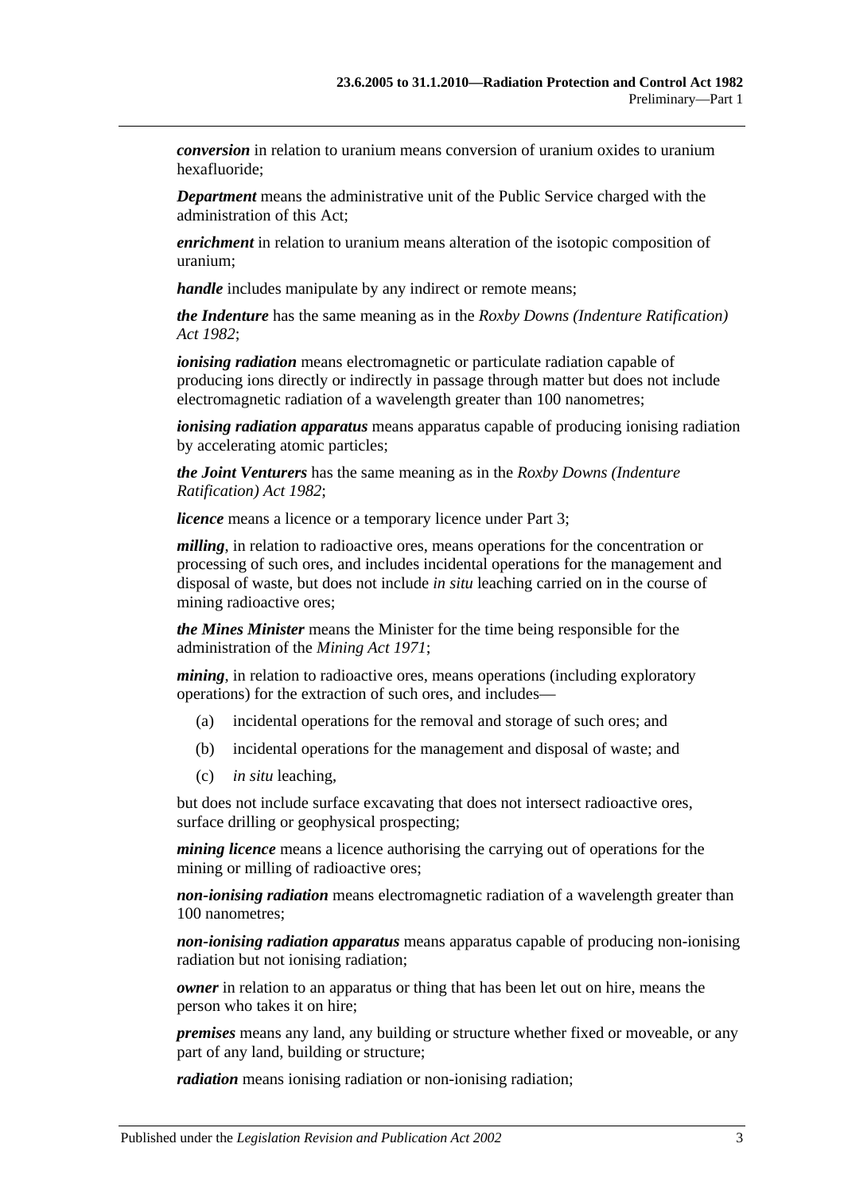***conversion*** in relation to uranium means conversion of uranium oxides to uranium hexafluoride;

***Department*** means the administrative unit of the Public Service charged with the administration of this Act;

***enrichment*** in relation to uranium means alteration of the isotopic composition of uranium;

***handle*** includes manipulate by any indirect or remote means;

***the Indenture*** has the same meaning as in the *Roxby Downs (Indenture Ratification) Act 1982*;

***ionising radiation*** means electromagnetic or particulate radiation capable of producing ions directly or indirectly in passage through matter but does not include electromagnetic radiation of a wavelength greater than 100 nanometres;

***ionising radiation apparatus*** means apparatus capable of producing ionising radiation by accelerating atomic particles;

***the Joint Venturers*** has the same meaning as in the *Roxby Downs (Indenture Ratification) Act 1982*;

***licence*** means a licence or a temporary licence under Part 3;

***milling***, in relation to radioactive ores, means operations for the concentration or processing of such ores, and includes incidental operations for the management and disposal of waste, but does not include *in situ* leaching carried on in the course of mining radioactive ores;

***the Mines Minister*** means the Minister for the time being responsible for the administration of the *Mining Act 1971*;

***mining***, in relation to radioactive ores, means operations (including exploratory operations) for the extraction of such ores, and includes—

(a) incidental operations for the removal and storage of such ores; and

(b) incidental operations for the management and disposal of waste; and

(c) *in situ* leaching,

but does not include surface excavating that does not intersect radioactive ores, surface drilling or geophysical prospecting;

***mining licence*** means a licence authorising the carrying out of operations for the mining or milling of radioactive ores;

***non-ionising radiation*** means electromagnetic radiation of a wavelength greater than 100 nanometres;

***non-ionising radiation apparatus*** means apparatus capable of producing non-ionising radiation but not ionising radiation;

***owner*** in relation to an apparatus or thing that has been let out on hire, means the person who takes it on hire;

***premises*** means any land, any building or structure whether fixed or moveable, or any part of any land, building or structure;

***radiation*** means ionising radiation or non-ionising radiation;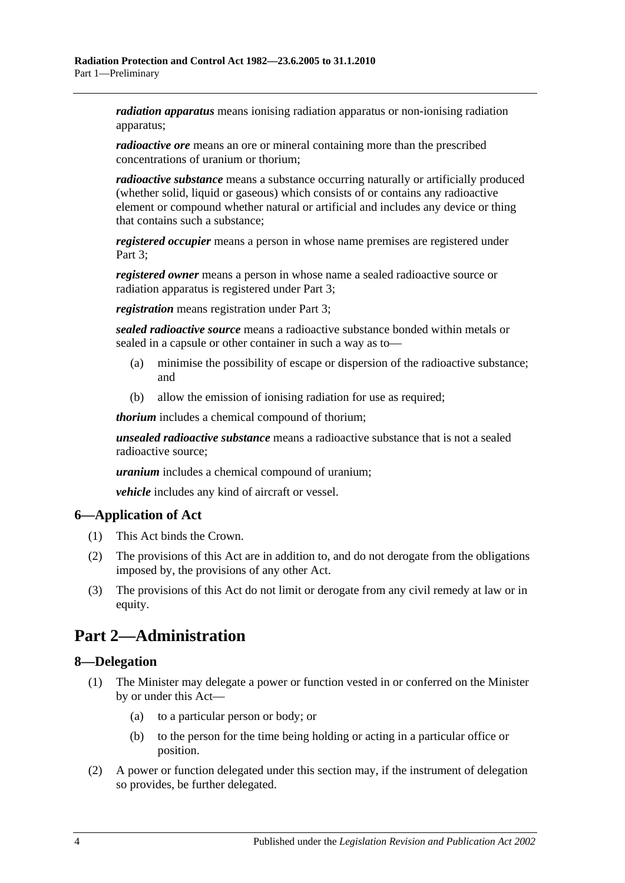***radiation apparatus*** means ionising radiation apparatus or non-ionising radiation apparatus;

***radioactive ore*** means an ore or mineral containing more than the prescribed concentrations of uranium or thorium;

***radioactive substance*** means a substance occurring naturally or artificially produced (whether solid, liquid or gaseous) which consists of or contains any radioactive element or compound whether natural or artificial and includes any device or thing that contains such a substance;

***registered occupier*** means a person in whose name premises are registered under Part 3;

***registered owner*** means a person in whose name a sealed radioactive source or radiation apparatus is registered under Part 3;

***registration*** means registration under Part 3;

***sealed radioactive source*** means a radioactive substance bonded within metals or sealed in a capsule or other container in such a way as to—

- (a) minimise the possibility of escape or dispersion of the radioactive substance; and
- (b) allow the emission of ionising radiation for use as required;

***thorium*** includes a chemical compound of thorium;

***unsealed radioactive substance*** means a radioactive substance that is not a sealed radioactive source;

***uranium*** includes a chemical compound of uranium;

***vehicle*** includes any kind of aircraft or vessel.

## 6—Application of Act

(1) This Act binds the Crown.

(2) The provisions of this Act are in addition to, and do not derogate from the obligations imposed by, the provisions of any other Act.

(3) The provisions of this Act do not limit or derogate from any civil remedy at law or in equity.

# Part 2—Administration

## 8—Delegation

(1) The Minister may delegate a power or function vested in or conferred on the Minister by or under this Act—

- (a) to a particular person or body; or
- (b) to the person for the time being holding or acting in a particular office or position.

(2) A power or function delegated under this section may, if the instrument of delegation so provides, be further delegated.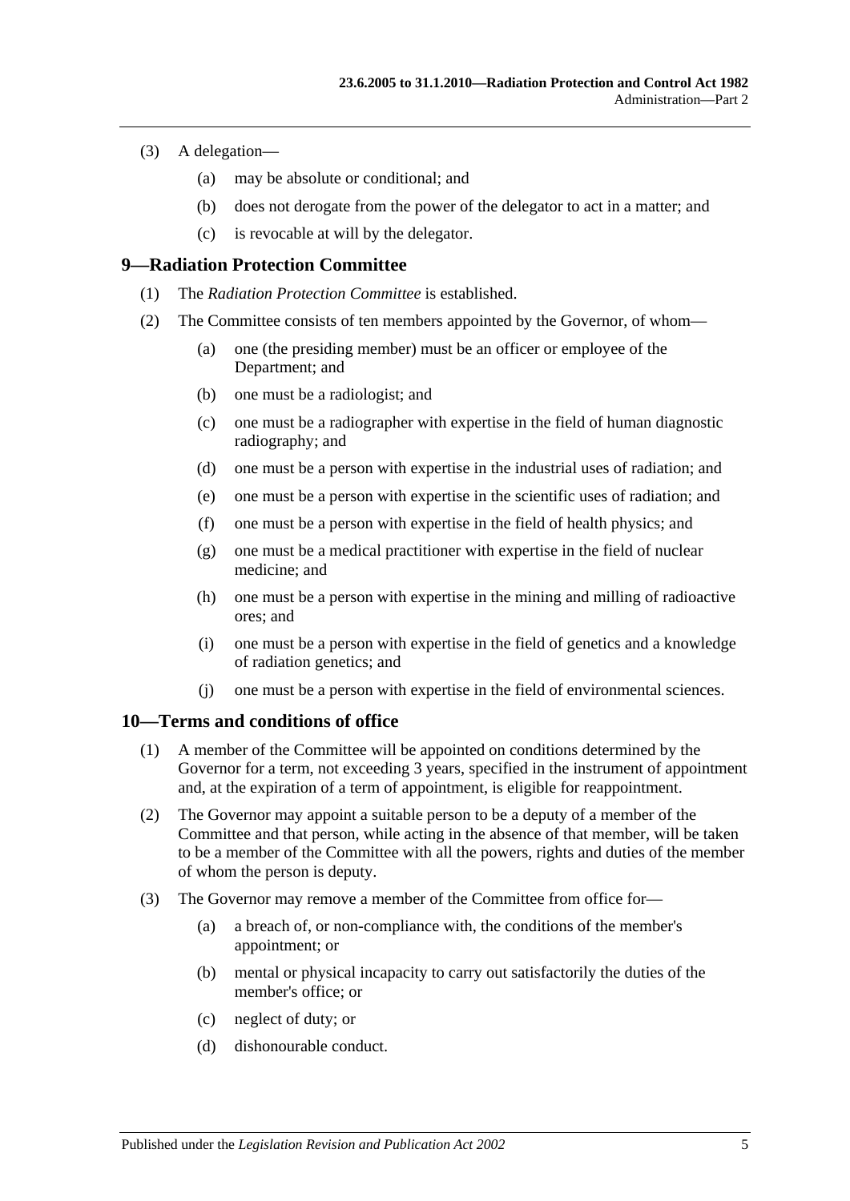(3) A delegation—

(a) may be absolute or conditional; and

(b) does not derogate from the power of the delegator to act in a matter; and

(c) is revocable at will by the delegator.

## 9—Radiation Protection Committee

(1) The *Radiation Protection Committee* is established.

(2) The Committee consists of ten members appointed by the Governor, of whom—

(a) one (the presiding member) must be an officer or employee of the Department; and

(b) one must be a radiologist; and

(c) one must be a radiographer with expertise in the field of human diagnostic radiography; and

(d) one must be a person with expertise in the industrial uses of radiation; and

(e) one must be a person with expertise in the scientific uses of radiation; and

(f) one must be a person with expertise in the field of health physics; and

(g) one must be a medical practitioner with expertise in the field of nuclear medicine; and

(h) one must be a person with expertise in the mining and milling of radioactive ores; and

(i) one must be a person with expertise in the field of genetics and a knowledge of radiation genetics; and

(j) one must be a person with expertise in the field of environmental sciences.

## 10—Terms and conditions of office

(1) A member of the Committee will be appointed on conditions determined by the Governor for a term, not exceeding 3 years, specified in the instrument of appointment and, at the expiration of a term of appointment, is eligible for reappointment.

(2) The Governor may appoint a suitable person to be a deputy of a member of the Committee and that person, while acting in the absence of that member, will be taken to be a member of the Committee with all the powers, rights and duties of the member of whom the person is deputy.

(3) The Governor may remove a member of the Committee from office for—

(a) a breach of, or non-compliance with, the conditions of the member's appointment; or

(b) mental or physical incapacity to carry out satisfactorily the duties of the member's office; or

(c) neglect of duty; or

(d) dishonourable conduct.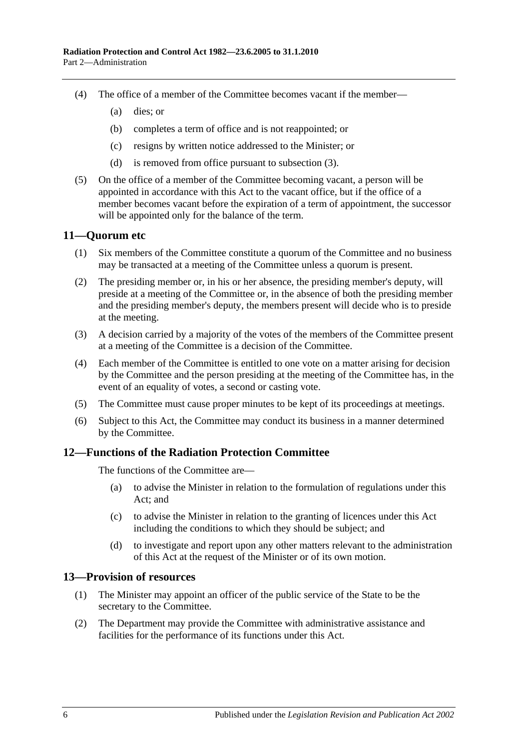(4) The office of a member of the Committee becomes vacant if the member—

(a) dies; or

(b) completes a term of office and is not reappointed; or

(c) resigns by written notice addressed to the Minister; or

(d) is removed from office pursuant to subsection (3).

(5) On the office of a member of the Committee becoming vacant, a person will be appointed in accordance with this Act to the vacant office, but if the office of a member becomes vacant before the expiration of a term of appointment, the successor will be appointed only for the balance of the term.

## 11—Quorum etc

(1) Six members of the Committee constitute a quorum of the Committee and no business may be transacted at a meeting of the Committee unless a quorum is present.

(2) The presiding member or, in his or her absence, the presiding member's deputy, will preside at a meeting of the Committee or, in the absence of both the presiding member and the presiding member's deputy, the members present will decide who is to preside at the meeting.

(3) A decision carried by a majority of the votes of the members of the Committee present at a meeting of the Committee is a decision of the Committee.

(4) Each member of the Committee is entitled to one vote on a matter arising for decision by the Committee and the person presiding at the meeting of the Committee has, in the event of an equality of votes, a second or casting vote.

(5) The Committee must cause proper minutes to be kept of its proceedings at meetings.

(6) Subject to this Act, the Committee may conduct its business in a manner determined by the Committee.

## 12—Functions of the Radiation Protection Committee

The functions of the Committee are—

(a) to advise the Minister in relation to the formulation of regulations under this Act; and

(c) to advise the Minister in relation to the granting of licences under this Act including the conditions to which they should be subject; and

(d) to investigate and report upon any other matters relevant to the administration of this Act at the request of the Minister or of its own motion.

## 13—Provision of resources

(1) The Minister may appoint an officer of the public service of the State to be the secretary to the Committee.

(2) The Department may provide the Committee with administrative assistance and facilities for the performance of its functions under this Act.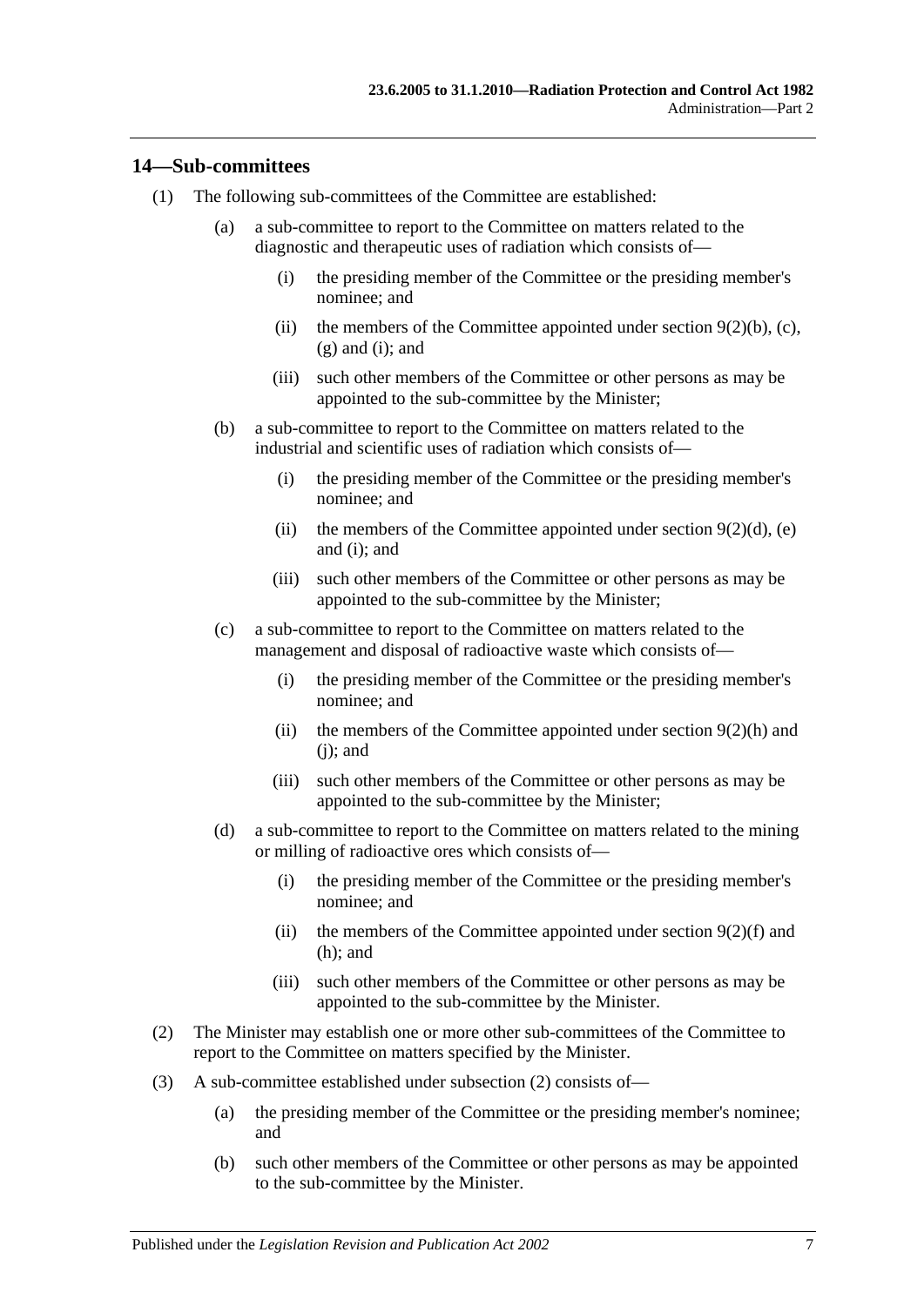## 14—Sub-committees

(1) The following sub-committees of the Committee are established:

(a) a sub-committee to report to the Committee on matters related to the diagnostic and therapeutic uses of radiation which consists of—

(i) the presiding member of the Committee or the presiding member's nominee; and

(ii) the members of the Committee appointed under section 9(2)(b), (c), (g) and (i); and

(iii) such other members of the Committee or other persons as may be appointed to the sub-committee by the Minister;

(b) a sub-committee to report to the Committee on matters related to the industrial and scientific uses of radiation which consists of—

(i) the presiding member of the Committee or the presiding member's nominee; and

(ii) the members of the Committee appointed under section 9(2)(d), (e) and (i); and

(iii) such other members of the Committee or other persons as may be appointed to the sub-committee by the Minister;

(c) a sub-committee to report to the Committee on matters related to the management and disposal of radioactive waste which consists of—

(i) the presiding member of the Committee or the presiding member's nominee; and

(ii) the members of the Committee appointed under section 9(2)(h) and (j); and

(iii) such other members of the Committee or other persons as may be appointed to the sub-committee by the Minister;

(d) a sub-committee to report to the Committee on matters related to the mining or milling of radioactive ores which consists of—

(i) the presiding member of the Committee or the presiding member's nominee; and

(ii) the members of the Committee appointed under section 9(2)(f) and (h); and

(iii) such other members of the Committee or other persons as may be appointed to the sub-committee by the Minister.

(2) The Minister may establish one or more other sub-committees of the Committee to report to the Committee on matters specified by the Minister.

(3) A sub-committee established under subsection (2) consists of—

(a) the presiding member of the Committee or the presiding member's nominee; and

(b) such other members of the Committee or other persons as may be appointed to the sub-committee by the Minister.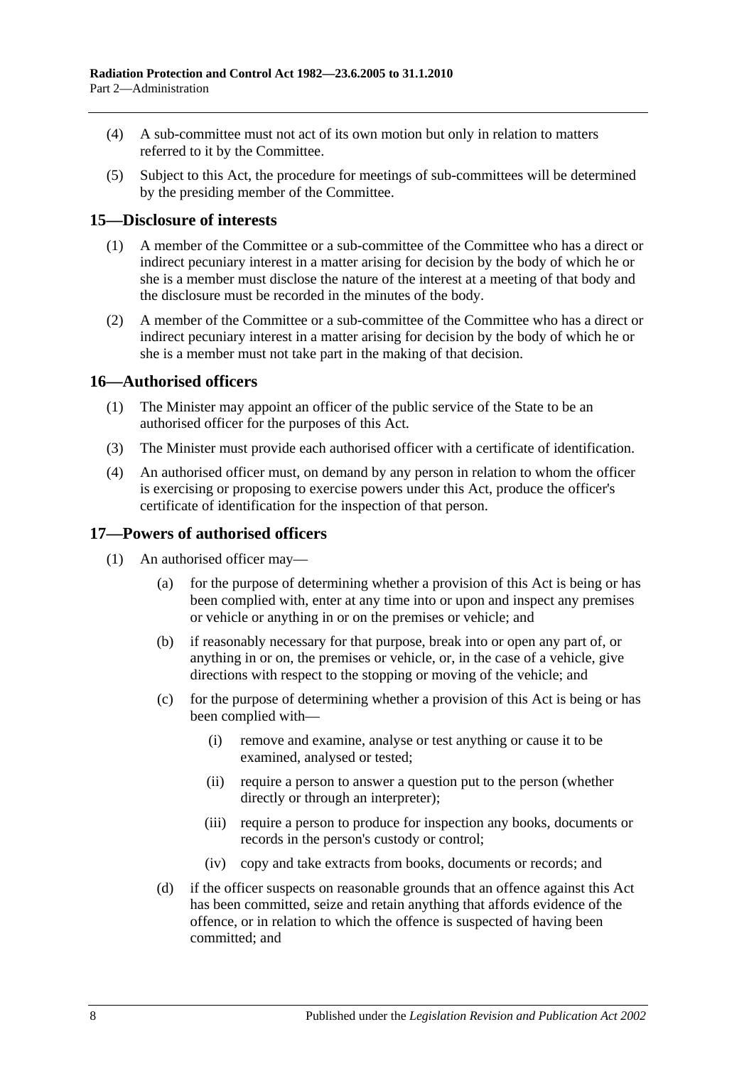(4) A sub-committee must not act of its own motion but only in relation to matters referred to it by the Committee.

(5) Subject to this Act, the procedure for meetings of sub-committees will be determined by the presiding member of the Committee.

## 15—Disclosure of interests

(1) A member of the Committee or a sub-committee of the Committee who has a direct or indirect pecuniary interest in a matter arising for decision by the body of which he or she is a member must disclose the nature of the interest at a meeting of that body and the disclosure must be recorded in the minutes of the body.

(2) A member of the Committee or a sub-committee of the Committee who has a direct or indirect pecuniary interest in a matter arising for decision by the body of which he or she is a member must not take part in the making of that decision.

## 16—Authorised officers

(1) The Minister may appoint an officer of the public service of the State to be an authorised officer for the purposes of this Act.

(3) The Minister must provide each authorised officer with a certificate of identification.

(4) An authorised officer must, on demand by any person in relation to whom the officer is exercising or proposing to exercise powers under this Act, produce the officer's certificate of identification for the inspection of that person.

## 17—Powers of authorised officers

(1) An authorised officer may—

(a) for the purpose of determining whether a provision of this Act is being or has been complied with, enter at any time into or upon and inspect any premises or vehicle or anything in or on the premises or vehicle; and

(b) if reasonably necessary for that purpose, break into or open any part of, or anything in or on, the premises or vehicle, or, in the case of a vehicle, give directions with respect to the stopping or moving of the vehicle; and

(c) for the purpose of determining whether a provision of this Act is being or has been complied with—

(i) remove and examine, analyse or test anything or cause it to be examined, analysed or tested;

(ii) require a person to answer a question put to the person (whether directly or through an interpreter);

(iii) require a person to produce for inspection any books, documents or records in the person's custody or control;

(iv) copy and take extracts from books, documents or records; and

(d) if the officer suspects on reasonable grounds that an offence against this Act has been committed, seize and retain anything that affords evidence of the offence, or in relation to which the offence is suspected of having been committed; and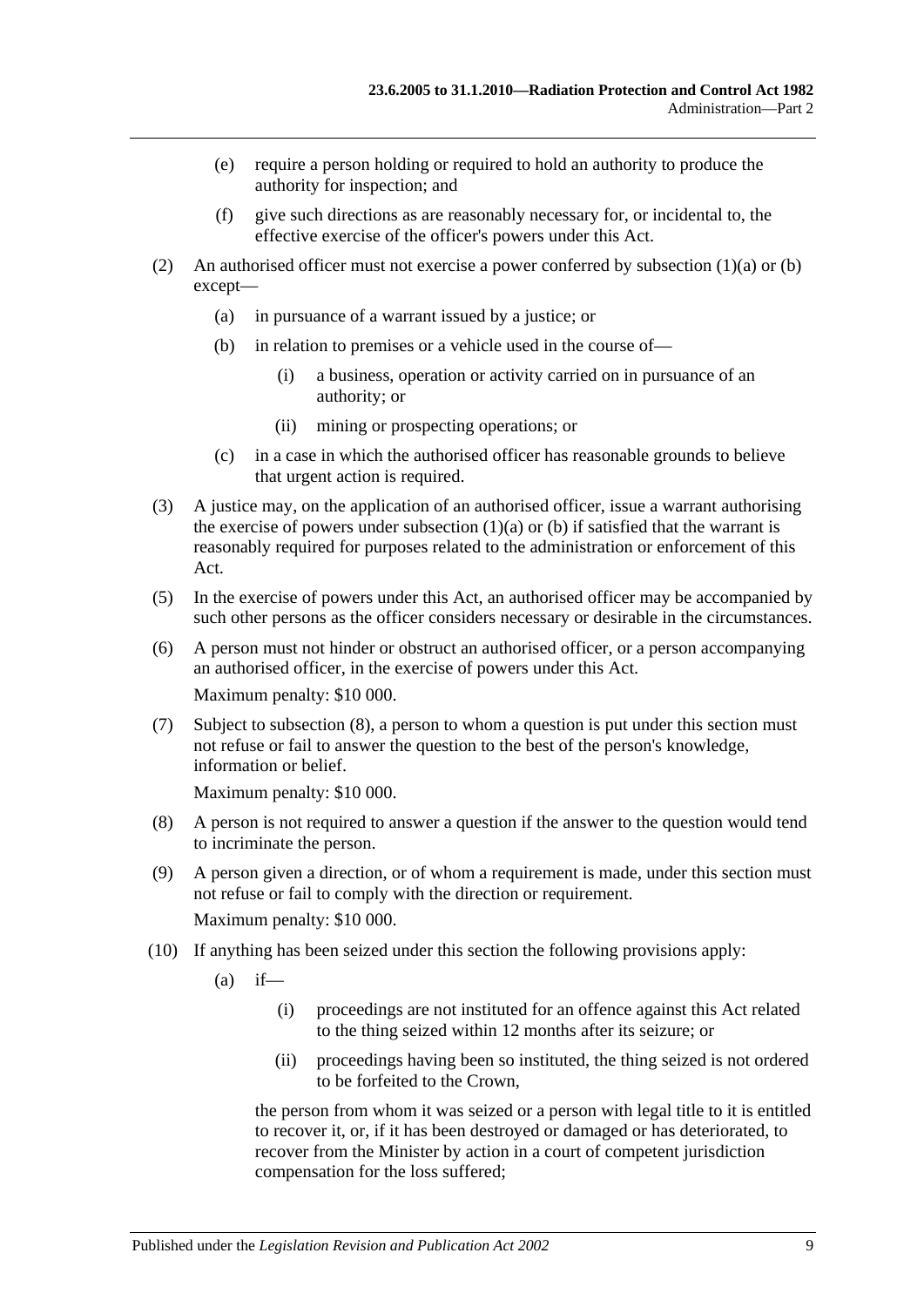(e) require a person holding or required to hold an authority to produce the authority for inspection; and

(f) give such directions as are reasonably necessary for, or incidental to, the effective exercise of the officer's powers under this Act.

(2) An authorised officer must not exercise a power conferred by subsection (1)(a) or (b) except—

(a) in pursuance of a warrant issued by a justice; or

(b) in relation to premises or a vehicle used in the course of—

(i) a business, operation or activity carried on in pursuance of an authority; or

(ii) mining or prospecting operations; or

(c) in a case in which the authorised officer has reasonable grounds to believe that urgent action is required.

(3) A justice may, on the application of an authorised officer, issue a warrant authorising the exercise of powers under subsection (1)(a) or (b) if satisfied that the warrant is reasonably required for purposes related to the administration or enforcement of this Act.

(5) In the exercise of powers under this Act, an authorised officer may be accompanied by such other persons as the officer considers necessary or desirable in the circumstances.

(6) A person must not hinder or obstruct an authorised officer, or a person accompanying an authorised officer, in the exercise of powers under this Act.

Maximum penalty: $10 000.

(7) Subject to subsection (8), a person to whom a question is put under this section must not refuse or fail to answer the question to the best of the person's knowledge, information or belief.

Maximum penalty: $10 000.

(8) A person is not required to answer a question if the answer to the question would tend to incriminate the person.

(9) A person given a direction, or of whom a requirement is made, under this section must not refuse or fail to comply with the direction or requirement.

Maximum penalty: $10 000.

(10) If anything has been seized under this section the following provisions apply:

(a) if—

(i) proceedings are not instituted for an offence against this Act related to the thing seized within 12 months after its seizure; or

(ii) proceedings having been so instituted, the thing seized is not ordered to be forfeited to the Crown,

the person from whom it was seized or a person with legal title to it is entitled to recover it, or, if it has been destroyed or damaged or has deteriorated, to recover from the Minister by action in a court of competent jurisdiction compensation for the loss suffered;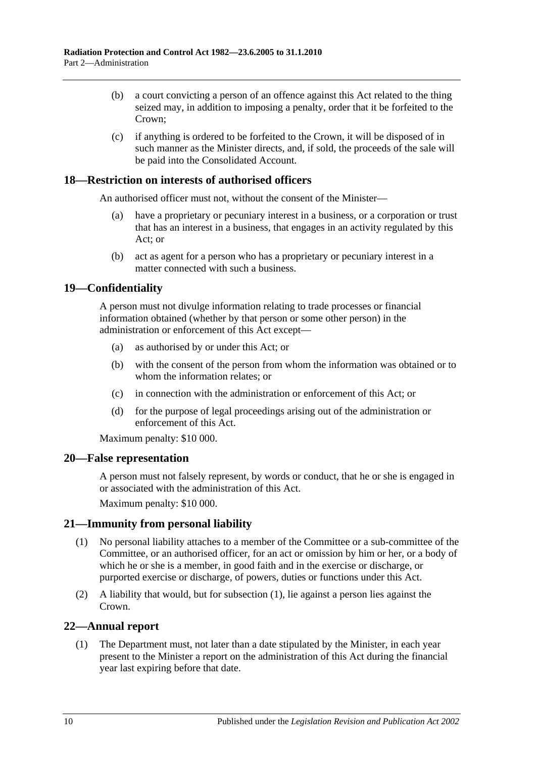(b) a court convicting a person of an offence against this Act related to the thing seized may, in addition to imposing a penalty, order that it be forfeited to the Crown;

(c) if anything is ordered to be forfeited to the Crown, it will be disposed of in such manner as the Minister directs, and, if sold, the proceeds of the sale will be paid into the Consolidated Account.

## 18—Restriction on interests of authorised officers

An authorised officer must not, without the consent of the Minister—

(a) have a proprietary or pecuniary interest in a business, or a corporation or trust that has an interest in a business, that engages in an activity regulated by this Act; or

(b) act as agent for a person who has a proprietary or pecuniary interest in a matter connected with such a business.

## 19—Confidentiality

A person must not divulge information relating to trade processes or financial information obtained (whether by that person or some other person) in the administration or enforcement of this Act except—

(a) as authorised by or under this Act; or

(b) with the consent of the person from whom the information was obtained or to whom the information relates; or

(c) in connection with the administration or enforcement of this Act; or

(d) for the purpose of legal proceedings arising out of the administration or enforcement of this Act.

Maximum penalty: $10 000.

## 20—False representation

A person must not falsely represent, by words or conduct, that he or she is engaged in or associated with the administration of this Act.

Maximum penalty: $10 000.

## 21—Immunity from personal liability

(1) No personal liability attaches to a member of the Committee or a sub-committee of the Committee, or an authorised officer, for an act or omission by him or her, or a body of which he or she is a member, in good faith and in the exercise or discharge, or purported exercise or discharge, of powers, duties or functions under this Act.

(2) A liability that would, but for subsection (1), lie against a person lies against the Crown.

## 22—Annual report

(1) The Department must, not later than a date stipulated by the Minister, in each year present to the Minister a report on the administration of this Act during the financial year last expiring before that date.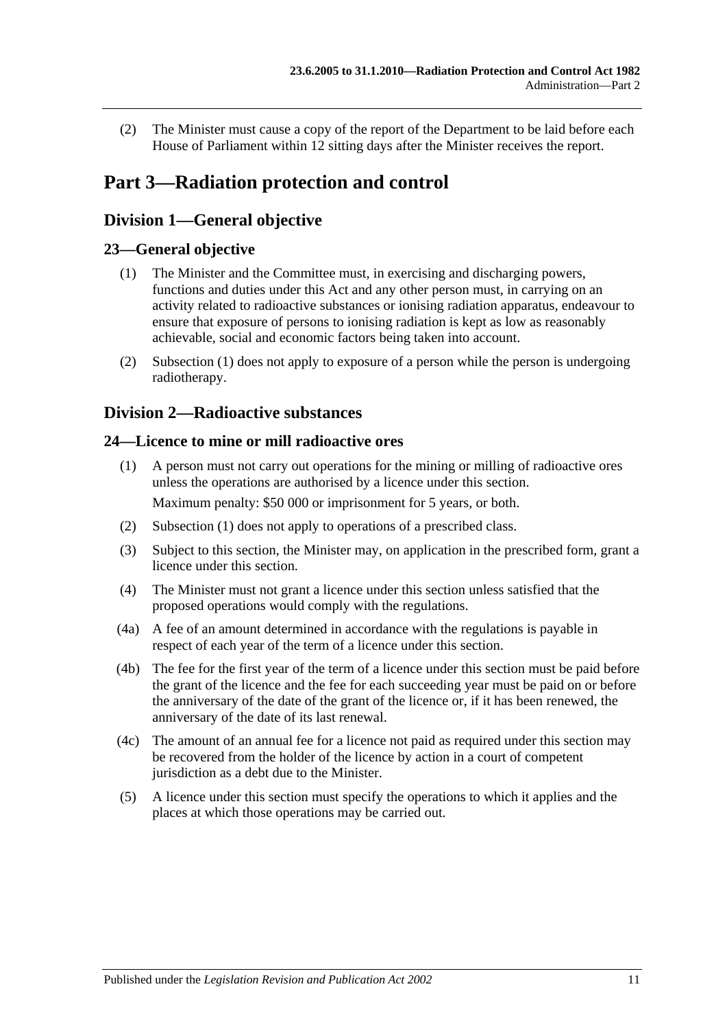(2) The Minister must cause a copy of the report of the Department to be laid before each House of Parliament within 12 sitting days after the Minister receives the report.

# Part 3—Radiation protection and control

## Division 1—General objective

### 23—General objective

(1) The Minister and the Committee must, in exercising and discharging powers, functions and duties under this Act and any other person must, in carrying on an activity related to radioactive substances or ionising radiation apparatus, endeavour to ensure that exposure of persons to ionising radiation is kept as low as reasonably achievable, social and economic factors being taken into account.

(2) Subsection (1) does not apply to exposure of a person while the person is undergoing radiotherapy.

## Division 2—Radioactive substances

### 24—Licence to mine or mill radioactive ores

(1) A person must not carry out operations for the mining or milling of radioactive ores unless the operations are authorised by a licence under this section.

Maximum penalty: $50 000 or imprisonment for 5 years, or both.

(2) Subsection (1) does not apply to operations of a prescribed class.

(3) Subject to this section, the Minister may, on application in the prescribed form, grant a licence under this section.

(4) The Minister must not grant a licence under this section unless satisfied that the proposed operations would comply with the regulations.

(4a) A fee of an amount determined in accordance with the regulations is payable in respect of each year of the term of a licence under this section.

(4b) The fee for the first year of the term of a licence under this section must be paid before the grant of the licence and the fee for each succeeding year must be paid on or before the anniversary of the date of the grant of the licence or, if it has been renewed, the anniversary of the date of its last renewal.

(4c) The amount of an annual fee for a licence not paid as required under this section may be recovered from the holder of the licence by action in a court of competent jurisdiction as a debt due to the Minister.

(5) A licence under this section must specify the operations to which it applies and the places at which those operations may be carried out.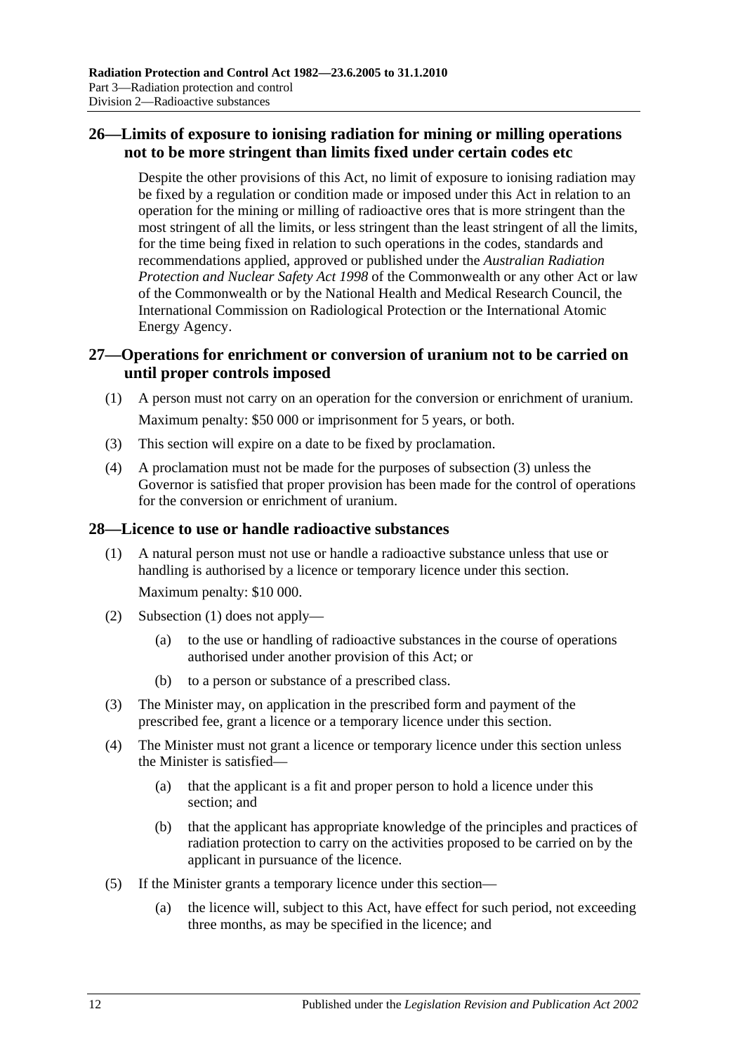## 26—Limits of exposure to ionising radiation for mining or milling operations not to be more stringent than limits fixed under certain codes etc

Despite the other provisions of this Act, no limit of exposure to ionising radiation may be fixed by a regulation or condition made or imposed under this Act in relation to an operation for the mining or milling of radioactive ores that is more stringent than the most stringent of all the limits, or less stringent than the least stringent of all the limits, for the time being fixed in relation to such operations in the codes, standards and recommendations applied, approved or published under the *Australian Radiation Protection and Nuclear Safety Act 1998* of the Commonwealth or any other Act or law of the Commonwealth or by the National Health and Medical Research Council, the International Commission on Radiological Protection or the International Atomic Energy Agency.

## 27—Operations for enrichment or conversion of uranium not to be carried on until proper controls imposed

(1) A person must not carry on an operation for the conversion or enrichment of uranium.

Maximum penalty: $50 000 or imprisonment for 5 years, or both.

(3) This section will expire on a date to be fixed by proclamation.

(4) A proclamation must not be made for the purposes of subsection (3) unless the Governor is satisfied that proper provision has been made for the control of operations for the conversion or enrichment of uranium.

## 28—Licence to use or handle radioactive substances

(1) A natural person must not use or handle a radioactive substance unless that use or handling is authorised by a licence or temporary licence under this section.

Maximum penalty: $10 000.

(2) Subsection (1) does not apply—

(a) to the use or handling of radioactive substances in the course of operations authorised under another provision of this Act; or

(b) to a person or substance of a prescribed class.

(3) The Minister may, on application in the prescribed form and payment of the prescribed fee, grant a licence or a temporary licence under this section.

(4) The Minister must not grant a licence or temporary licence under this section unless the Minister is satisfied—

(a) that the applicant is a fit and proper person to hold a licence under this section; and

(b) that the applicant has appropriate knowledge of the principles and practices of radiation protection to carry on the activities proposed to be carried on by the applicant in pursuance of the licence.

(5) If the Minister grants a temporary licence under this section—

(a) the licence will, subject to this Act, have effect for such period, not exceeding three months, as may be specified in the licence; and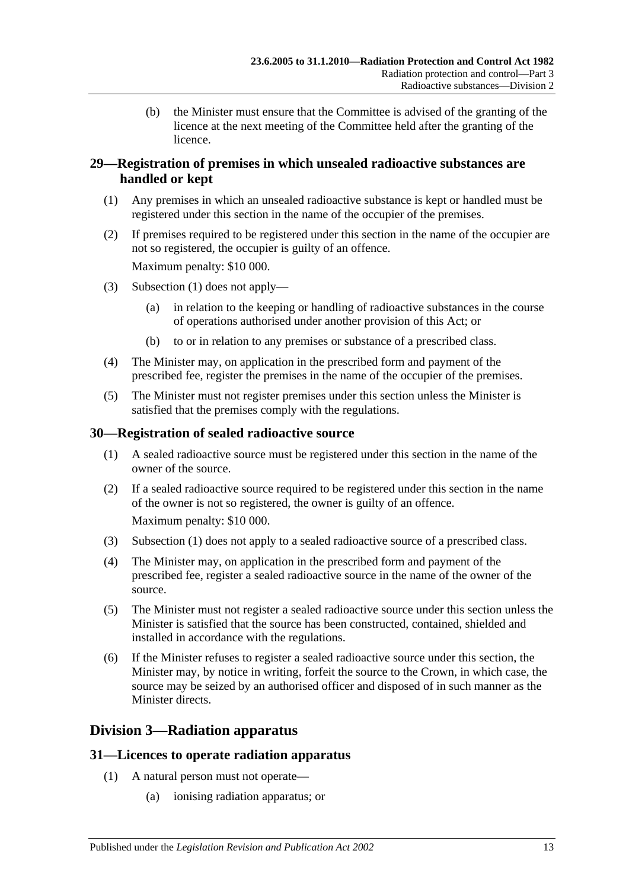(b) the Minister must ensure that the Committee is advised of the granting of the licence at the next meeting of the Committee held after the granting of the licence.

## 29—Registration of premises in which unsealed radioactive substances are handled or kept

(1) Any premises in which an unsealed radioactive substance is kept or handled must be registered under this section in the name of the occupier of the premises.

(2) If premises required to be registered under this section in the name of the occupier are not so registered, the occupier is guilty of an offence.

Maximum penalty: $10 000.

(3) Subsection (1) does not apply—

(a) in relation to the keeping or handling of radioactive substances in the course of operations authorised under another provision of this Act; or

(b) to or in relation to any premises or substance of a prescribed class.

(4) The Minister may, on application in the prescribed form and payment of the prescribed fee, register the premises in the name of the occupier of the premises.

(5) The Minister must not register premises under this section unless the Minister is satisfied that the premises comply with the regulations.

## 30—Registration of sealed radioactive source

(1) A sealed radioactive source must be registered under this section in the name of the owner of the source.

(2) If a sealed radioactive source required to be registered under this section in the name of the owner is not so registered, the owner is guilty of an offence.

Maximum penalty: $10 000.

(3) Subsection (1) does not apply to a sealed radioactive source of a prescribed class.

(4) The Minister may, on application in the prescribed form and payment of the prescribed fee, register a sealed radioactive source in the name of the owner of the source.

(5) The Minister must not register a sealed radioactive source under this section unless the Minister is satisfied that the source has been constructed, contained, shielded and installed in accordance with the regulations.

(6) If the Minister refuses to register a sealed radioactive source under this section, the Minister may, by notice in writing, forfeit the source to the Crown, in which case, the source may be seized by an authorised officer and disposed of in such manner as the Minister directs.

# Division 3—Radiation apparatus

## 31—Licences to operate radiation apparatus

(1) A natural person must not operate—

(a) ionising radiation apparatus; or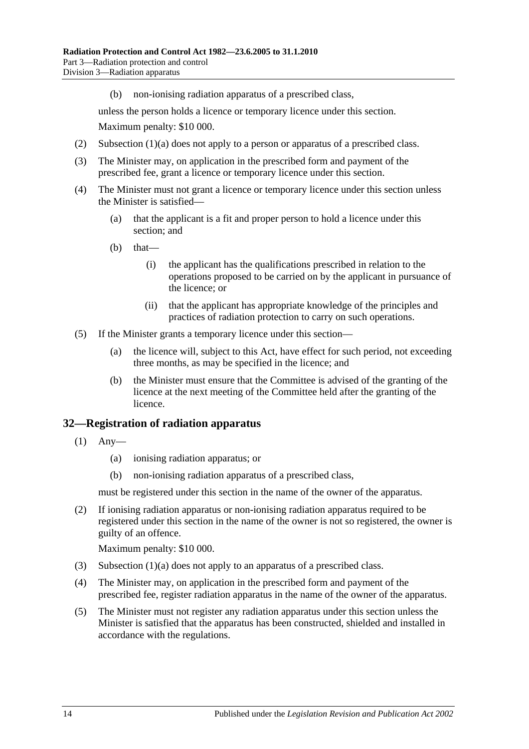(b) non-ionising radiation apparatus of a prescribed class,

unless the person holds a licence or temporary licence under this section.

Maximum penalty: $10 000.

(2) Subsection (1)(a) does not apply to a person or apparatus of a prescribed class.

(3) The Minister may, on application in the prescribed form and payment of the prescribed fee, grant a licence or temporary licence under this section.

(4) The Minister must not grant a licence or temporary licence under this section unless the Minister is satisfied—

(a) that the applicant is a fit and proper person to hold a licence under this section; and

(b) that—

(i) the applicant has the qualifications prescribed in relation to the operations proposed to be carried on by the applicant in pursuance of the licence; or

(ii) that the applicant has appropriate knowledge of the principles and practices of radiation protection to carry on such operations.

(5) If the Minister grants a temporary licence under this section—

(a) the licence will, subject to this Act, have effect for such period, not exceeding three months, as may be specified in the licence; and

(b) the Minister must ensure that the Committee is advised of the granting of the licence at the next meeting of the Committee held after the granting of the licence.

## 32—Registration of radiation apparatus

(1) Any—

(a) ionising radiation apparatus; or

(b) non-ionising radiation apparatus of a prescribed class,

must be registered under this section in the name of the owner of the apparatus.

(2) If ionising radiation apparatus or non-ionising radiation apparatus required to be registered under this section in the name of the owner is not so registered, the owner is guilty of an offence.

Maximum penalty: $10 000.

(3) Subsection (1)(a) does not apply to an apparatus of a prescribed class.

(4) The Minister may, on application in the prescribed form and payment of the prescribed fee, register radiation apparatus in the name of the owner of the apparatus.

(5) The Minister must not register any radiation apparatus under this section unless the Minister is satisfied that the apparatus has been constructed, shielded and installed in accordance with the regulations.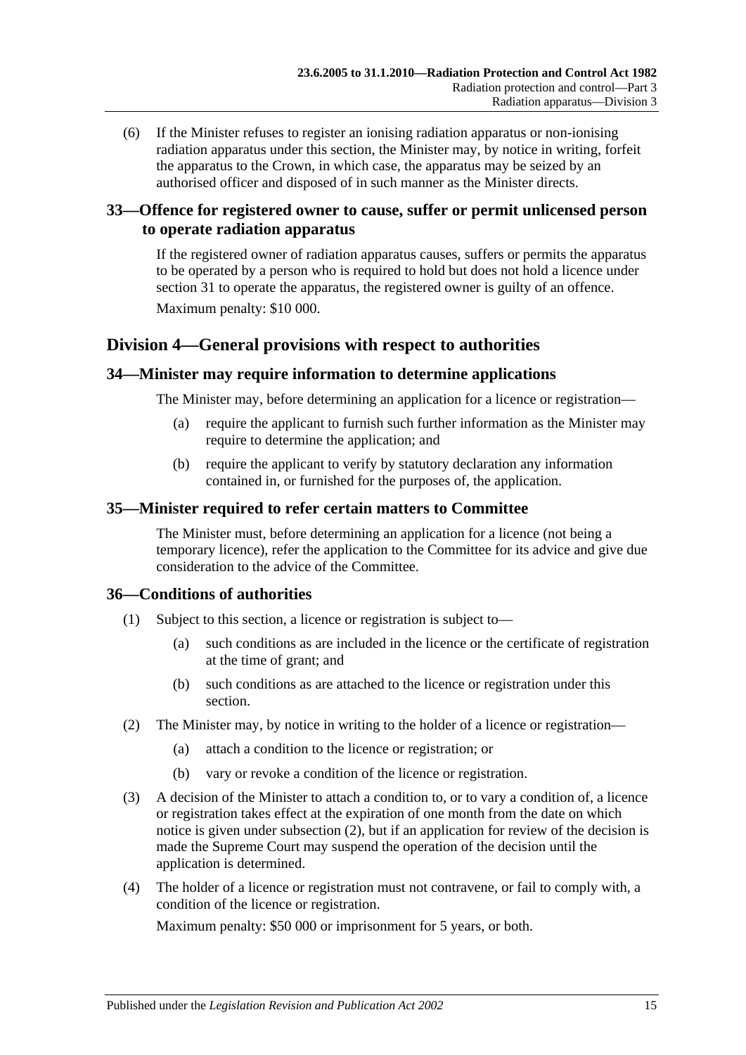(6) If the Minister refuses to register an ionising radiation apparatus or non-ionising radiation apparatus under this section, the Minister may, by notice in writing, forfeit the apparatus to the Crown, in which case, the apparatus may be seized by an authorised officer and disposed of in such manner as the Minister directs.

### 33—Offence for registered owner to cause, suffer or permit unlicensed person to operate radiation apparatus

If the registered owner of radiation apparatus causes, suffers or permits the apparatus to be operated by a person who is required to hold but does not hold a licence under section 31 to operate the apparatus, the registered owner is guilty of an offence.

Maximum penalty: $10 000.

## Division 4—General provisions with respect to authorities

### 34—Minister may require information to determine applications

The Minister may, before determining an application for a licence or registration—

(a) require the applicant to furnish such further information as the Minister may require to determine the application; and

(b) require the applicant to verify by statutory declaration any information contained in, or furnished for the purposes of, the application.

### 35—Minister required to refer certain matters to Committee

The Minister must, before determining an application for a licence (not being a temporary licence), refer the application to the Committee for its advice and give due consideration to the advice of the Committee.

### 36—Conditions of authorities

(1) Subject to this section, a licence or registration is subject to—

(a) such conditions as are included in the licence or the certificate of registration at the time of grant; and

(b) such conditions as are attached to the licence or registration under this section.

(2) The Minister may, by notice in writing to the holder of a licence or registration—

(a) attach a condition to the licence or registration; or

(b) vary or revoke a condition of the licence or registration.

(3) A decision of the Minister to attach a condition to, or to vary a condition of, a licence or registration takes effect at the expiration of one month from the date on which notice is given under subsection (2), but if an application for review of the decision is made the Supreme Court may suspend the operation of the decision until the application is determined.

(4) The holder of a licence or registration must not contravene, or fail to comply with, a condition of the licence or registration.

Maximum penalty: $50 000 or imprisonment for 5 years, or both.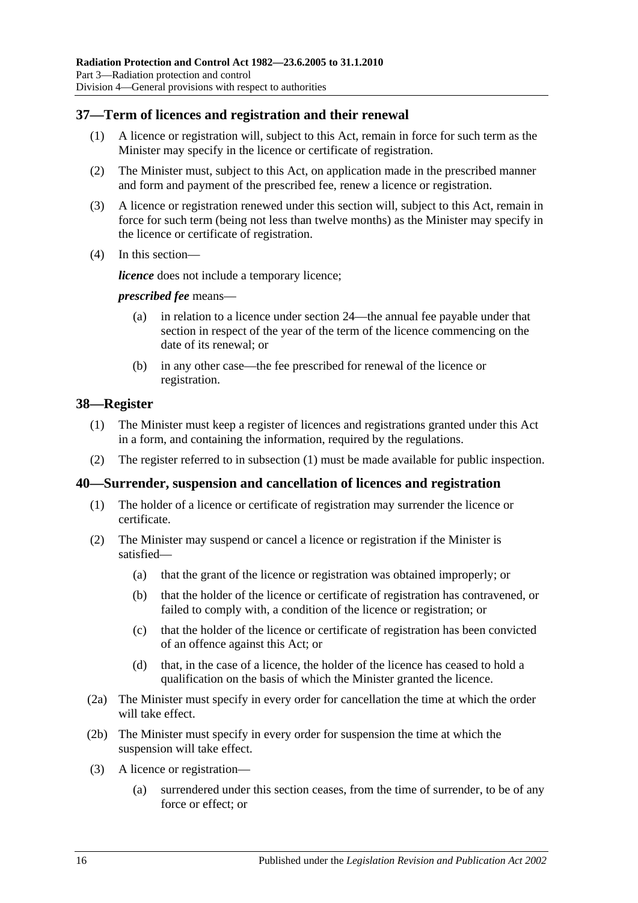## 37—Term of licences and registration and their renewal

(1) A licence or registration will, subject to this Act, remain in force for such term as the Minister may specify in the licence or certificate of registration.

(2) The Minister must, subject to this Act, on application made in the prescribed manner and form and payment of the prescribed fee, renew a licence or registration.

(3) A licence or registration renewed under this section will, subject to this Act, remain in force for such term (being not less than twelve months) as the Minister may specify in the licence or certificate of registration.

(4) In this section—

***licence*** does not include a temporary licence;

***prescribed fee*** means—

(a) in relation to a licence under section 24—the annual fee payable under that section in respect of the year of the term of the licence commencing on the date of its renewal; or

(b) in any other case—the fee prescribed for renewal of the licence or registration.

## 38—Register

(1) The Minister must keep a register of licences and registrations granted under this Act in a form, and containing the information, required by the regulations.

(2) The register referred to in subsection (1) must be made available for public inspection.

## 40—Surrender, suspension and cancellation of licences and registration

(1) The holder of a licence or certificate of registration may surrender the licence or certificate.

(2) The Minister may suspend or cancel a licence or registration if the Minister is satisfied—

(a) that the grant of the licence or registration was obtained improperly; or

(b) that the holder of the licence or certificate of registration has contravened, or failed to comply with, a condition of the licence or registration; or

(c) that the holder of the licence or certificate of registration has been convicted of an offence against this Act; or

(d) that, in the case of a licence, the holder of the licence has ceased to hold a qualification on the basis of which the Minister granted the licence.

(2a) The Minister must specify in every order for cancellation the time at which the order will take effect.

(2b) The Minister must specify in every order for suspension the time at which the suspension will take effect.

(3) A licence or registration—

(a) surrendered under this section ceases, from the time of surrender, to be of any force or effect; or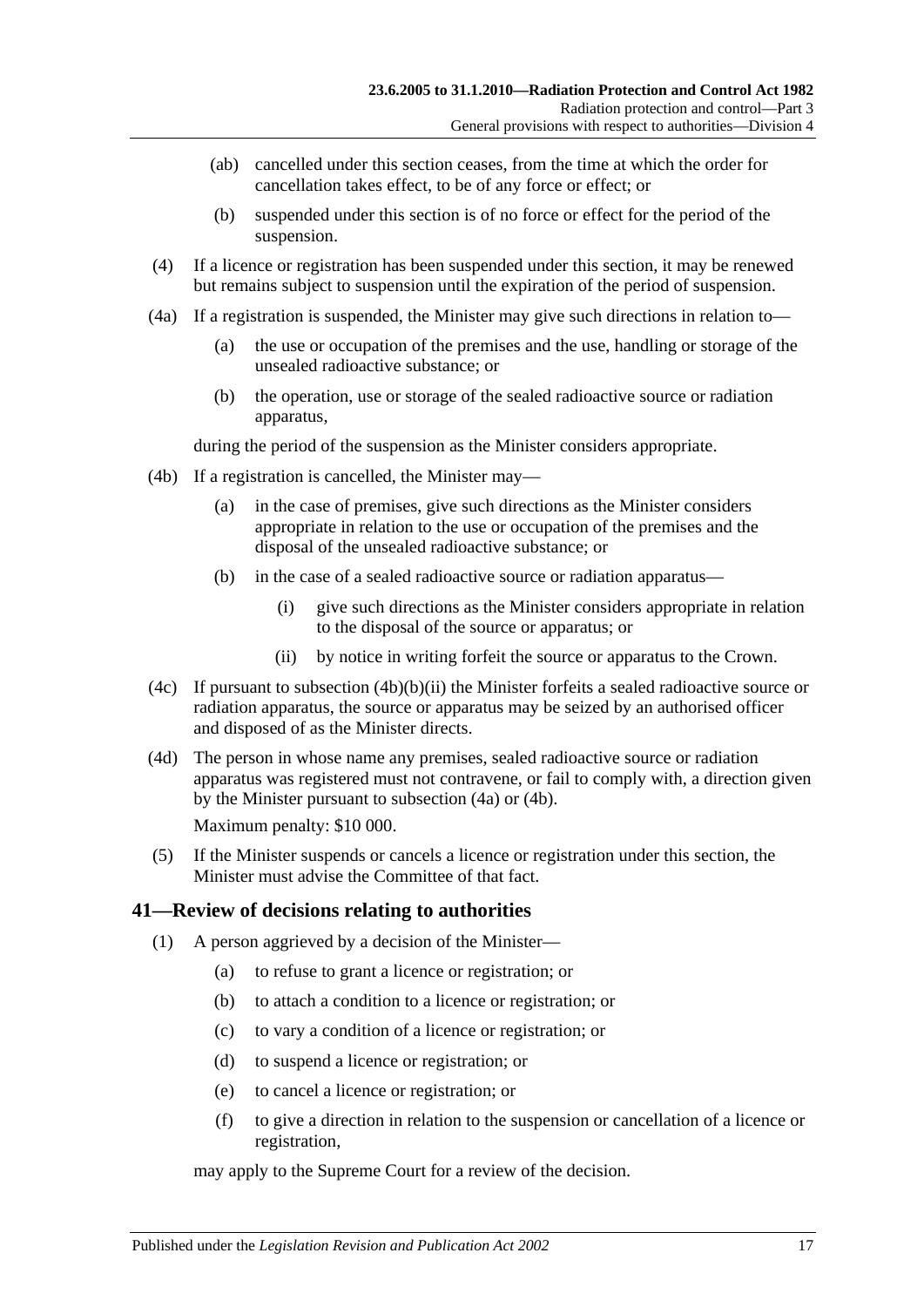(ab) cancelled under this section ceases, from the time at which the order for cancellation takes effect, to be of any force or effect; or

(b) suspended under this section is of no force or effect for the period of the suspension.

(4) If a licence or registration has been suspended under this section, it may be renewed but remains subject to suspension until the expiration of the period of suspension.

(4a) If a registration is suspended, the Minister may give such directions in relation to—

(a) the use or occupation of the premises and the use, handling or storage of the unsealed radioactive substance; or

(b) the operation, use or storage of the sealed radioactive source or radiation apparatus,

during the period of the suspension as the Minister considers appropriate.

(4b) If a registration is cancelled, the Minister may—

(a) in the case of premises, give such directions as the Minister considers appropriate in relation to the use or occupation of the premises and the disposal of the unsealed radioactive substance; or

(b) in the case of a sealed radioactive source or radiation apparatus—

(i) give such directions as the Minister considers appropriate in relation to the disposal of the source or apparatus; or

(ii) by notice in writing forfeit the source or apparatus to the Crown.

(4c) If pursuant to subsection (4b)(b)(ii) the Minister forfeits a sealed radioactive source or radiation apparatus, the source or apparatus may be seized by an authorised officer and disposed of as the Minister directs.

(4d) The person in whose name any premises, sealed radioactive source or radiation apparatus was registered must not contravene, or fail to comply with, a direction given by the Minister pursuant to subsection (4a) or (4b).

Maximum penalty: $10 000.

(5) If the Minister suspends or cancels a licence or registration under this section, the Minister must advise the Committee of that fact.

## 41—Review of decisions relating to authorities

(1) A person aggrieved by a decision of the Minister—

(a) to refuse to grant a licence or registration; or

(b) to attach a condition to a licence or registration; or

(c) to vary a condition of a licence or registration; or

(d) to suspend a licence or registration; or

(e) to cancel a licence or registration; or

(f) to give a direction in relation to the suspension or cancellation of a licence or registration,

may apply to the Supreme Court for a review of the decision.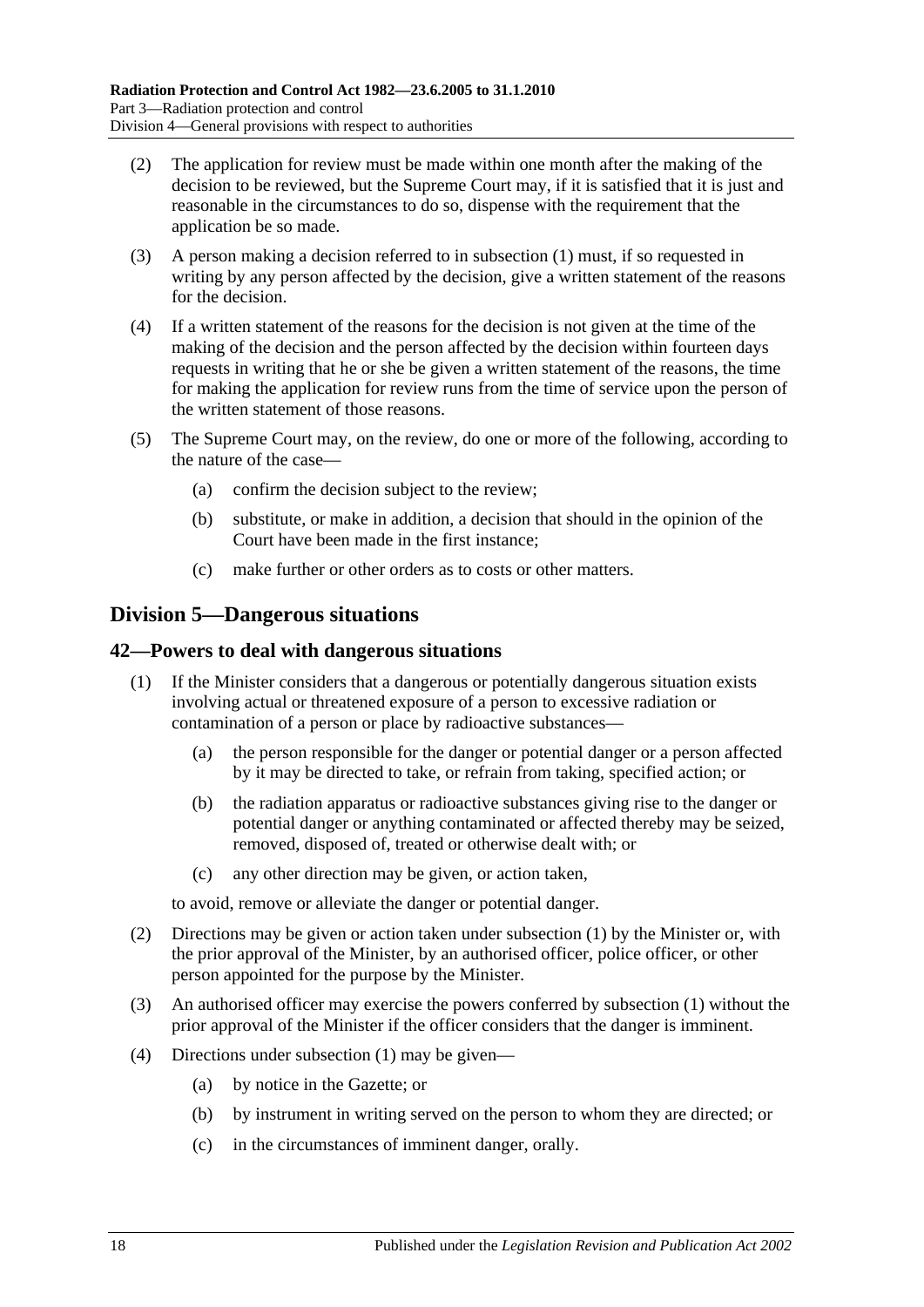(2) The application for review must be made within one month after the making of the decision to be reviewed, but the Supreme Court may, if it is satisfied that it is just and reasonable in the circumstances to do so, dispense with the requirement that the application be so made.

(3) A person making a decision referred to in subsection (1) must, if so requested in writing by any person affected by the decision, give a written statement of the reasons for the decision.

(4) If a written statement of the reasons for the decision is not given at the time of the making of the decision and the person affected by the decision within fourteen days requests in writing that he or she be given a written statement of the reasons, the time for making the application for review runs from the time of service upon the person of the written statement of those reasons.

(5) The Supreme Court may, on the review, do one or more of the following, according to the nature of the case—

(a) confirm the decision subject to the review;

(b) substitute, or make in addition, a decision that should in the opinion of the Court have been made in the first instance;

(c) make further or other orders as to costs or other matters.

## Division 5—Dangerous situations

### 42—Powers to deal with dangerous situations

(1) If the Minister considers that a dangerous or potentially dangerous situation exists involving actual or threatened exposure of a person to excessive radiation or contamination of a person or place by radioactive substances—

(a) the person responsible for the danger or potential danger or a person affected by it may be directed to take, or refrain from taking, specified action; or

(b) the radiation apparatus or radioactive substances giving rise to the danger or potential danger or anything contaminated or affected thereby may be seized, removed, disposed of, treated or otherwise dealt with; or

(c) any other direction may be given, or action taken,

to avoid, remove or alleviate the danger or potential danger.

(2) Directions may be given or action taken under subsection (1) by the Minister or, with the prior approval of the Minister, by an authorised officer, police officer, or other person appointed for the purpose by the Minister.

(3) An authorised officer may exercise the powers conferred by subsection (1) without the prior approval of the Minister if the officer considers that the danger is imminent.

(4) Directions under subsection (1) may be given—

(a) by notice in the Gazette; or

(b) by instrument in writing served on the person to whom they are directed; or

(c) in the circumstances of imminent danger, orally.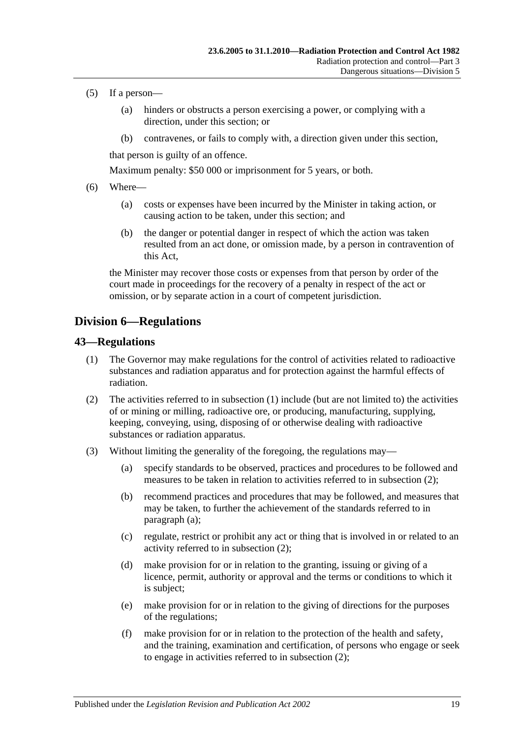(5) If a person—

(a) hinders or obstructs a person exercising a power, or complying with a direction, under this section; or

(b) contravenes, or fails to comply with, a direction given under this section,

that person is guilty of an offence.

Maximum penalty: $50 000 or imprisonment for 5 years, or both.

(6) Where—

(a) costs or expenses have been incurred by the Minister in taking action, or causing action to be taken, under this section; and

(b) the danger or potential danger in respect of which the action was taken resulted from an act done, or omission made, by a person in contravention of this Act,

the Minister may recover those costs or expenses from that person by order of the court made in proceedings for the recovery of a penalty in respect of the act or omission, or by separate action in a court of competent jurisdiction.

## Division 6—Regulations

### 43—Regulations

(1) The Governor may make regulations for the control of activities related to radioactive substances and radiation apparatus and for protection against the harmful effects of radiation.

(2) The activities referred to in subsection (1) include (but are not limited to) the activities of or mining or milling, radioactive ore, or producing, manufacturing, supplying, keeping, conveying, using, disposing of or otherwise dealing with radioactive substances or radiation apparatus.

(3) Without limiting the generality of the foregoing, the regulations may—

(a) specify standards to be observed, practices and procedures to be followed and measures to be taken in relation to activities referred to in subsection (2);

(b) recommend practices and procedures that may be followed, and measures that may be taken, to further the achievement of the standards referred to in paragraph (a);

(c) regulate, restrict or prohibit any act or thing that is involved in or related to an activity referred to in subsection (2);

(d) make provision for or in relation to the granting, issuing or giving of a licence, permit, authority or approval and the terms or conditions to which it is subject;

(e) make provision for or in relation to the giving of directions for the purposes of the regulations;

(f) make provision for or in relation to the protection of the health and safety, and the training, examination and certification, of persons who engage or seek to engage in activities referred to in subsection (2);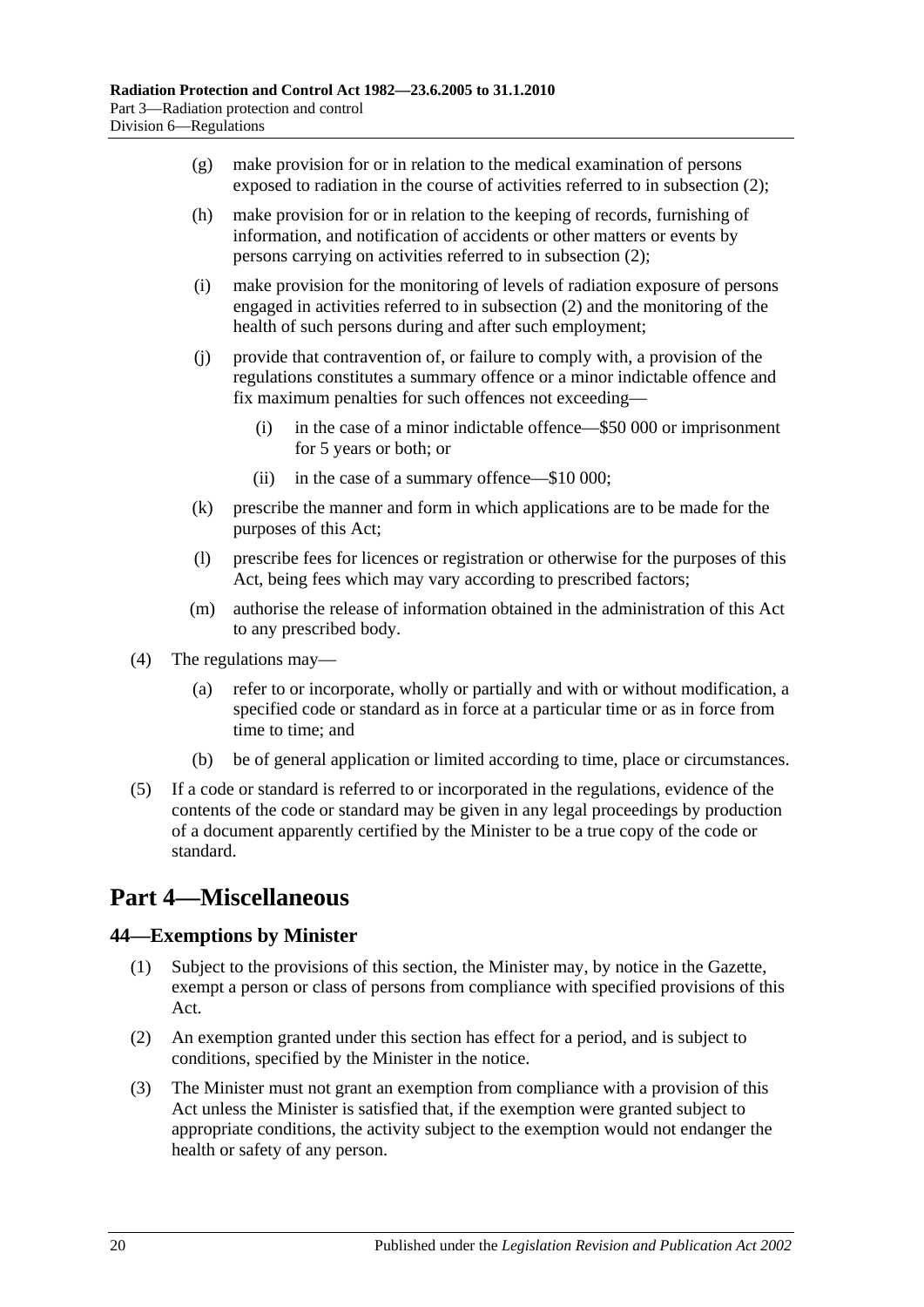(g) make provision for or in relation to the medical examination of persons exposed to radiation in the course of activities referred to in subsection (2);

(h) make provision for or in relation to the keeping of records, furnishing of information, and notification of accidents or other matters or events by persons carrying on activities referred to in subsection (2);

(i) make provision for the monitoring of levels of radiation exposure of persons engaged in activities referred to in subsection (2) and the monitoring of the health of such persons during and after such employment;

(j) provide that contravention of, or failure to comply with, a provision of the regulations constitutes a summary offence or a minor indictable offence and fix maximum penalties for such offences not exceeding—

  (i) in the case of a minor indictable offence—$50 000 or imprisonment for 5 years or both; or

  (ii) in the case of a summary offence—$10 000;

(k) prescribe the manner and form in which applications are to be made for the purposes of this Act;

(l) prescribe fees for licences or registration or otherwise for the purposes of this Act, being fees which may vary according to prescribed factors;

(m) authorise the release of information obtained in the administration of this Act to any prescribed body.

(4) The regulations may—

  (a) refer to or incorporate, wholly or partially and with or without modification, a specified code or standard as in force at a particular time or as in force from time to time; and

  (b) be of general application or limited according to time, place or circumstances.

(5) If a code or standard is referred to or incorporated in the regulations, evidence of the contents of the code or standard may be given in any legal proceedings by production of a document apparently certified by the Minister to be a true copy of the code or standard.

# Part 4—Miscellaneous

## 44—Exemptions by Minister

(1) Subject to the provisions of this section, the Minister may, by notice in the Gazette, exempt a person or class of persons from compliance with specified provisions of this Act.

(2) An exemption granted under this section has effect for a period, and is subject to conditions, specified by the Minister in the notice.

(3) The Minister must not grant an exemption from compliance with a provision of this Act unless the Minister is satisfied that, if the exemption were granted subject to appropriate conditions, the activity subject to the exemption would not endanger the health or safety of any person.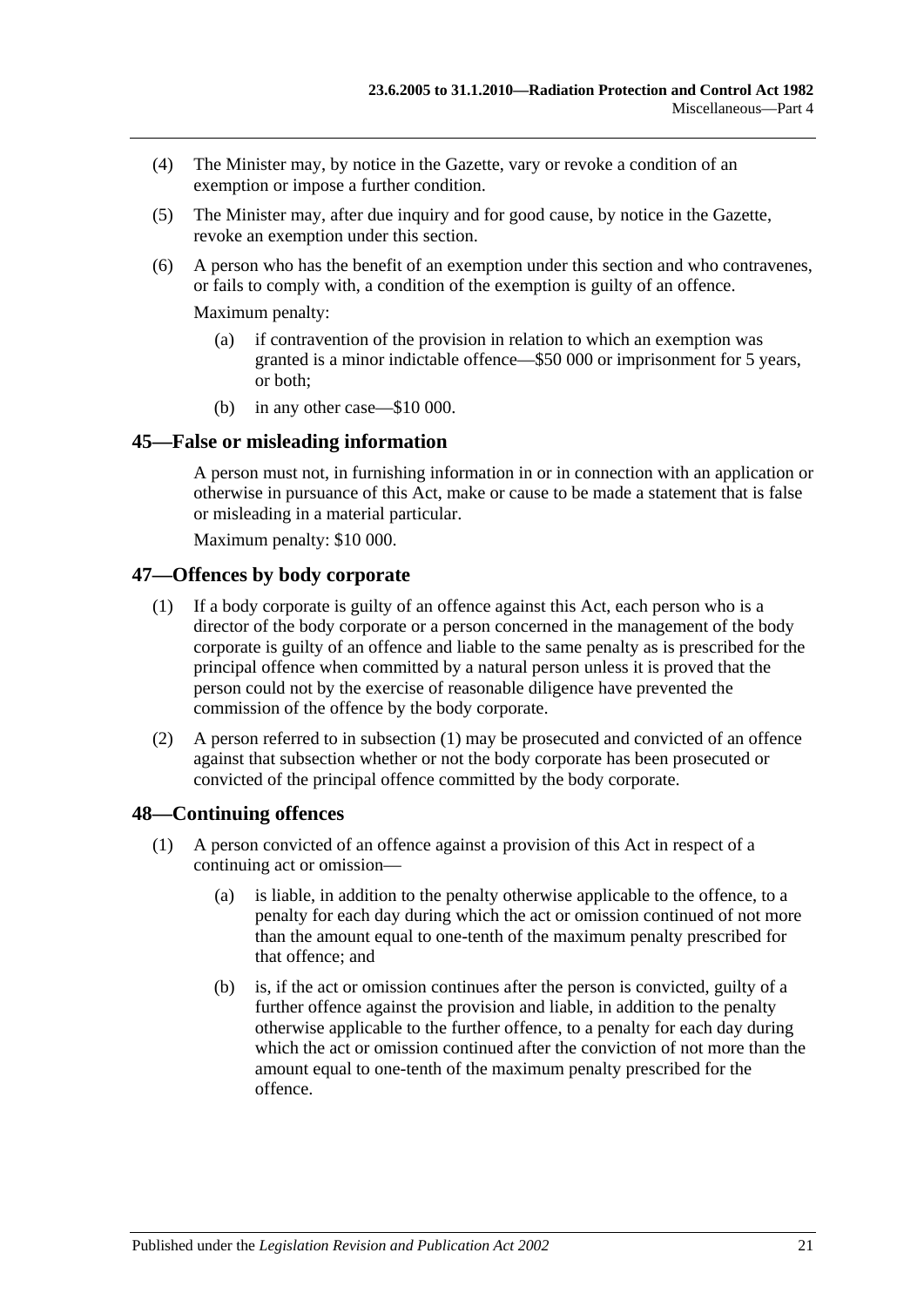(4) The Minister may, by notice in the Gazette, vary or revoke a condition of an exemption or impose a further condition.

(5) The Minister may, after due inquiry and for good cause, by notice in the Gazette, revoke an exemption under this section.

(6) A person who has the benefit of an exemption under this section and who contravenes, or fails to comply with, a condition of the exemption is guilty of an offence.

Maximum penalty:

(a) if contravention of the provision in relation to which an exemption was granted is a minor indictable offence—\$50 000 or imprisonment for 5 years, or both;

(b) in any other case—\$10 000.

## 45—False or misleading information

A person must not, in furnishing information in or in connection with an application or otherwise in pursuance of this Act, make or cause to be made a statement that is false or misleading in a material particular.

Maximum penalty: \$10 000.

## 47—Offences by body corporate

(1) If a body corporate is guilty of an offence against this Act, each person who is a director of the body corporate or a person concerned in the management of the body corporate is guilty of an offence and liable to the same penalty as is prescribed for the principal offence when committed by a natural person unless it is proved that the person could not by the exercise of reasonable diligence have prevented the commission of the offence by the body corporate.

(2) A person referred to in subsection (1) may be prosecuted and convicted of an offence against that subsection whether or not the body corporate has been prosecuted or convicted of the principal offence committed by the body corporate.

## 48—Continuing offences

(1) A person convicted of an offence against a provision of this Act in respect of a continuing act or omission—

(a) is liable, in addition to the penalty otherwise applicable to the offence, to a penalty for each day during which the act or omission continued of not more than the amount equal to one-tenth of the maximum penalty prescribed for that offence; and

(b) is, if the act or omission continues after the person is convicted, guilty of a further offence against the provision and liable, in addition to the penalty otherwise applicable to the further offence, to a penalty for each day during which the act or omission continued after the conviction of not more than the amount equal to one-tenth of the maximum penalty prescribed for the offence.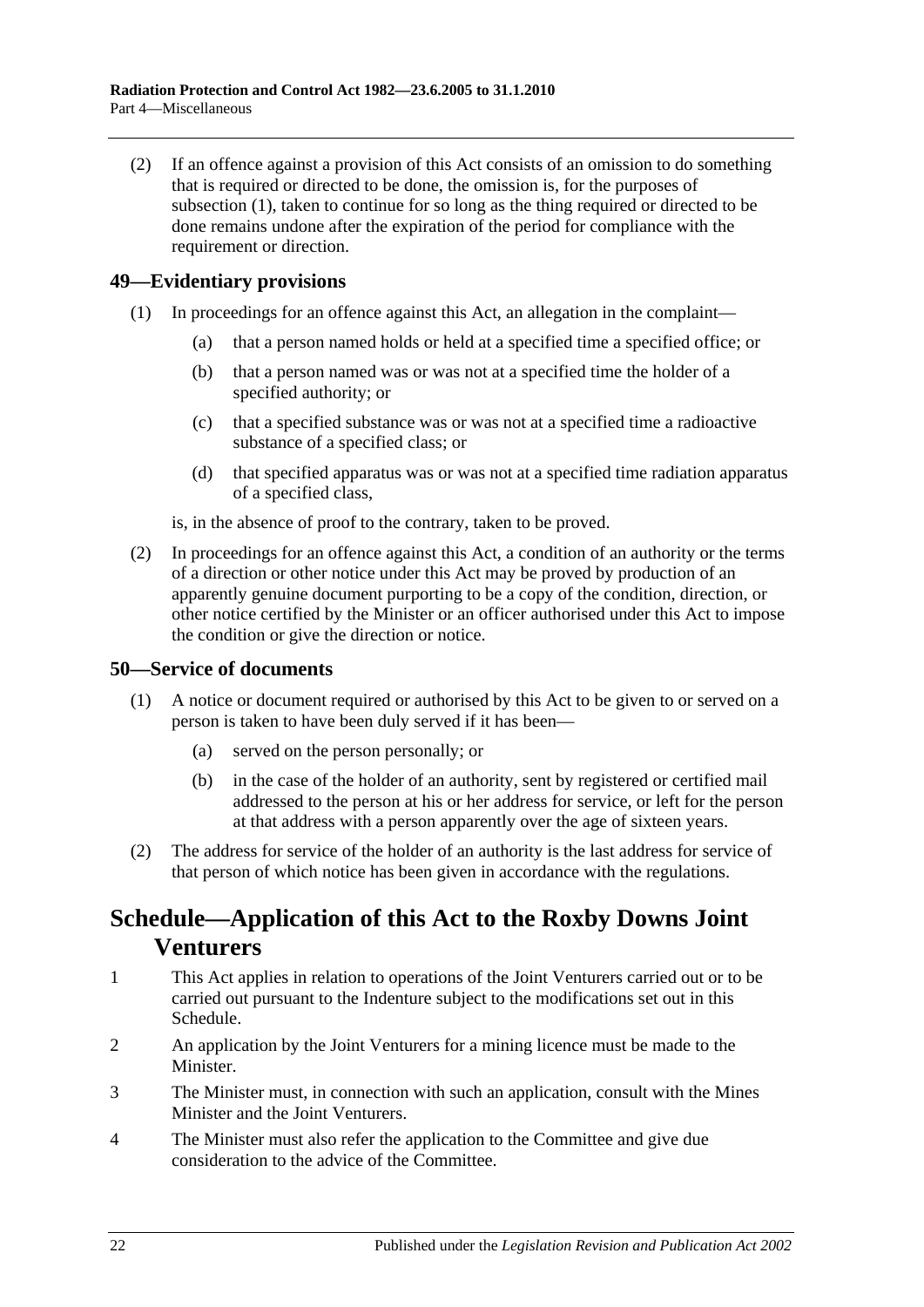(2) If an offence against a provision of this Act consists of an omission to do something that is required or directed to be done, the omission is, for the purposes of subsection (1), taken to continue for so long as the thing required or directed to be done remains undone after the expiration of the period for compliance with the requirement or direction.

## 49—Evidentiary provisions

(1) In proceedings for an offence against this Act, an allegation in the complaint—

(a) that a person named holds or held at a specified time a specified office; or

(b) that a person named was or was not at a specified time the holder of a specified authority; or

(c) that a specified substance was or was not at a specified time a radioactive substance of a specified class; or

(d) that specified apparatus was or was not at a specified time radiation apparatus of a specified class,

is, in the absence of proof to the contrary, taken to be proved.

(2) In proceedings for an offence against this Act, a condition of an authority or the terms of a direction or other notice under this Act may be proved by production of an apparently genuine document purporting to be a copy of the condition, direction, or other notice certified by the Minister or an officer authorised under this Act to impose the condition or give the direction or notice.

## 50—Service of documents

(1) A notice or document required or authorised by this Act to be given to or served on a person is taken to have been duly served if it has been—

(a) served on the person personally; or

(b) in the case of the holder of an authority, sent by registered or certified mail addressed to the person at his or her address for service, or left for the person at that address with a person apparently over the age of sixteen years.

(2) The address for service of the holder of an authority is the last address for service of that person of which notice has been given in accordance with the regulations.

# Schedule—Application of this Act to the Roxby Downs Joint Venturers

1 This Act applies in relation to operations of the Joint Venturers carried out or to be carried out pursuant to the Indenture subject to the modifications set out in this Schedule.

2 An application by the Joint Venturers for a mining licence must be made to the Minister.

3 The Minister must, in connection with such an application, consult with the Mines Minister and the Joint Venturers.

4 The Minister must also refer the application to the Committee and give due consideration to the advice of the Committee.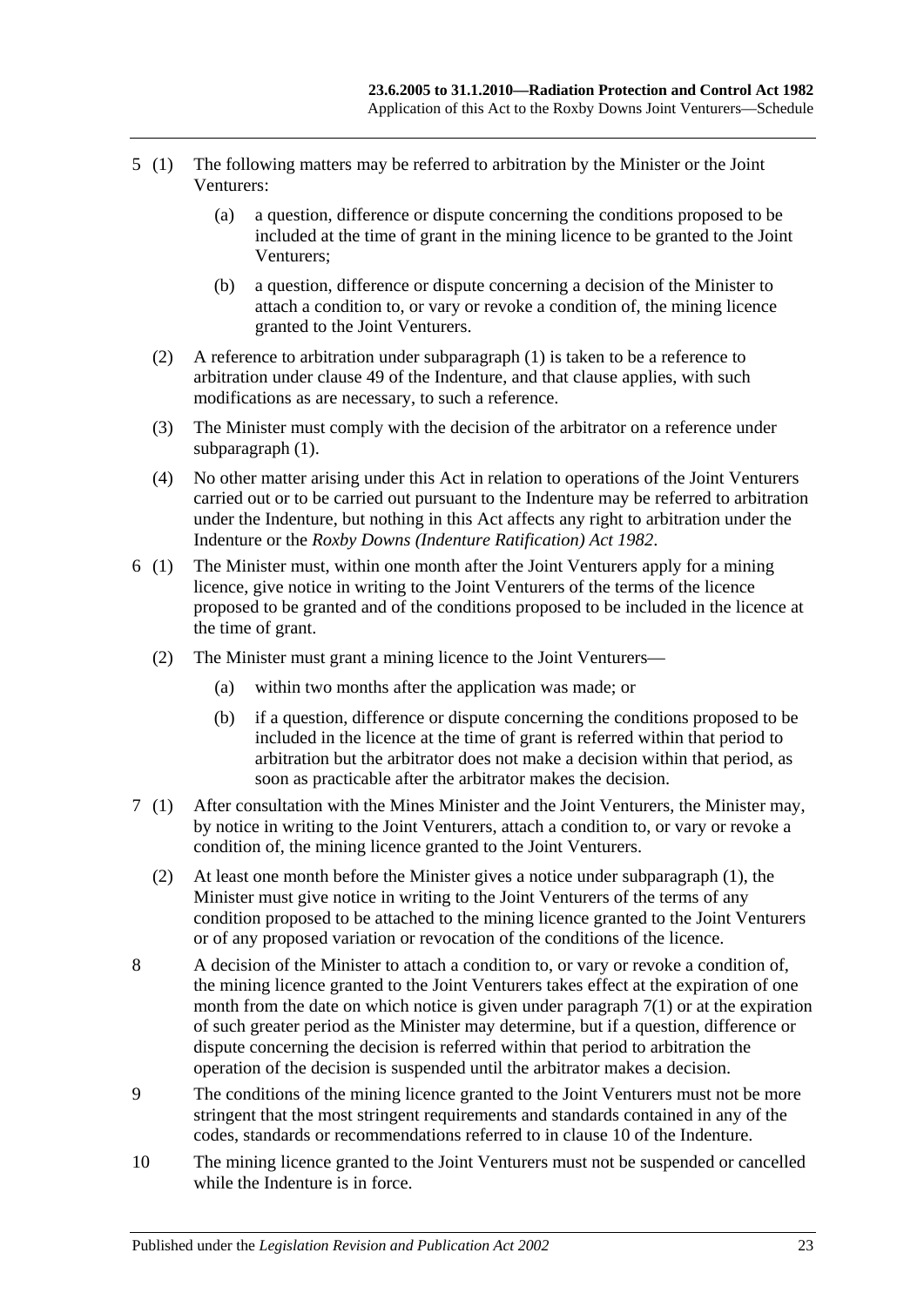5 (1) The following matters may be referred to arbitration by the Minister or the Joint Venturers:

(a) a question, difference or dispute concerning the conditions proposed to be included at the time of grant in the mining licence to be granted to the Joint Venturers;

(b) a question, difference or dispute concerning a decision of the Minister to attach a condition to, or vary or revoke a condition of, the mining licence granted to the Joint Venturers.

(2) A reference to arbitration under subparagraph (1) is taken to be a reference to arbitration under clause 49 of the Indenture, and that clause applies, with such modifications as are necessary, to such a reference.

(3) The Minister must comply with the decision of the arbitrator on a reference under subparagraph (1).

(4) No other matter arising under this Act in relation to operations of the Joint Venturers carried out or to be carried out pursuant to the Indenture may be referred to arbitration under the Indenture, but nothing in this Act affects any right to arbitration under the Indenture or the *Roxby Downs (Indenture Ratification) Act 1982*.

6 (1) The Minister must, within one month after the Joint Venturers apply for a mining licence, give notice in writing to the Joint Venturers of the terms of the licence proposed to be granted and of the conditions proposed to be included in the licence at the time of grant.

(2) The Minister must grant a mining licence to the Joint Venturers—

(a) within two months after the application was made; or

(b) if a question, difference or dispute concerning the conditions proposed to be included in the licence at the time of grant is referred within that period to arbitration but the arbitrator does not make a decision within that period, as soon as practicable after the arbitrator makes the decision.

7 (1) After consultation with the Mines Minister and the Joint Venturers, the Minister may, by notice in writing to the Joint Venturers, attach a condition to, or vary or revoke a condition of, the mining licence granted to the Joint Venturers.

(2) At least one month before the Minister gives a notice under subparagraph (1), the Minister must give notice in writing to the Joint Venturers of the terms of any condition proposed to be attached to the mining licence granted to the Joint Venturers or of any proposed variation or revocation of the conditions of the licence.

8 A decision of the Minister to attach a condition to, or vary or revoke a condition of, the mining licence granted to the Joint Venturers takes effect at the expiration of one month from the date on which notice is given under paragraph 7(1) or at the expiration of such greater period as the Minister may determine, but if a question, difference or dispute concerning the decision is referred within that period to arbitration the operation of the decision is suspended until the arbitrator makes a decision.

9 The conditions of the mining licence granted to the Joint Venturers must not be more stringent that the most stringent requirements and standards contained in any of the codes, standards or recommendations referred to in clause 10 of the Indenture.

10 The mining licence granted to the Joint Venturers must not be suspended or cancelled while the Indenture is in force.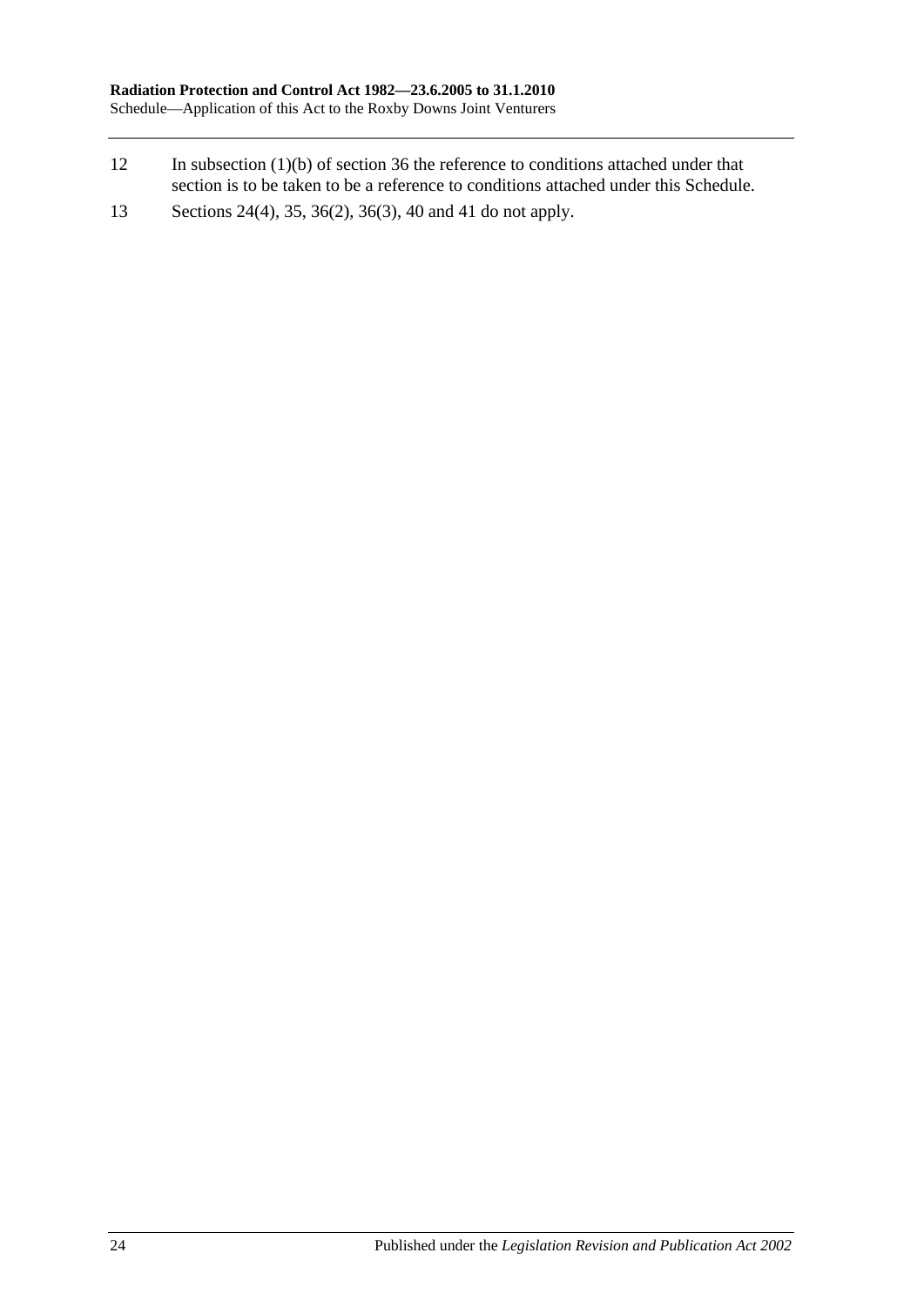12 In subsection (1)(b) of section 36 the reference to conditions attached under that section is to be taken to be a reference to conditions attached under this Schedule.

13 Sections 24(4), 35, 36(2), 36(3), 40 and 41 do not apply.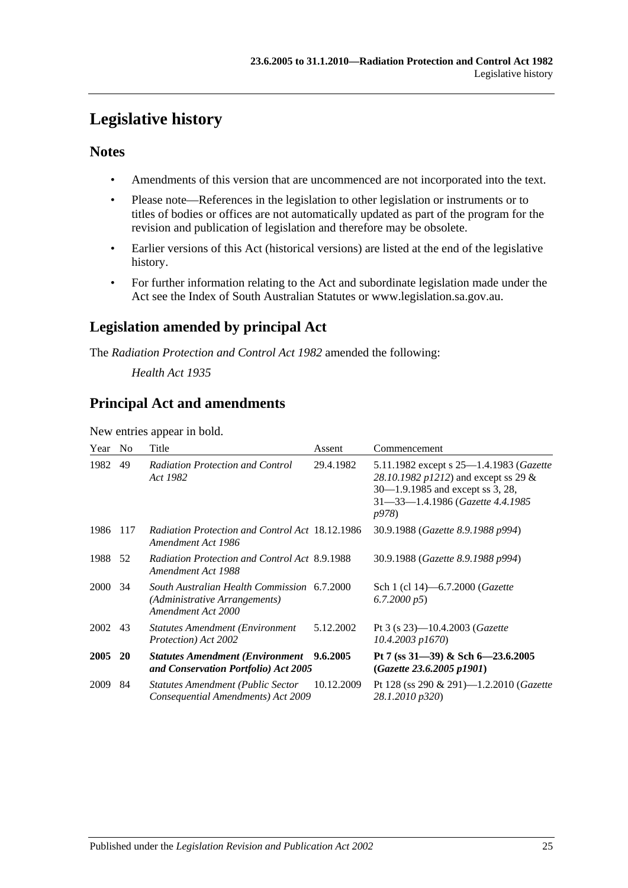# Legislative history

## Notes

- Amendments of this version that are uncommenced are not incorporated into the text.
- Please note—References in the legislation to other legislation or instruments or to titles of bodies or offices are not automatically updated as part of the program for the revision and publication of legislation and therefore may be obsolete.
- Earlier versions of this Act (historical versions) are listed at the end of the legislative history.
- For further information relating to the Act and subordinate legislation made under the Act see the Index of South Australian Statutes or www.legislation.sa.gov.au.

## Legislation amended by principal Act

The *Radiation Protection and Control Act 1982* amended the following:

*Health Act 1935*

## Principal Act and amendments

New entries appear in bold.

| Year | No | Title | Assent | Commencement |
|---|---|---|---|---|
| 1982 | 49 | *Radiation Protection and Control Act 1982* | 29.4.1982 | 5.11.1982 except s 25—1.4.1983 (*Gazette 28.10.1982 p1212*) and except ss 29 & 30—1.9.1985 and except ss 3, 28, 31—33—1.4.1986 (*Gazette 4.4.1985 p978*) |
| 1986 | 117 | *Radiation Protection and Control Act Amendment Act 1986* | 18.12.1986 | 30.9.1988 (*Gazette 8.9.1988 p994*) |
| 1988 | 52 | *Radiation Protection and Control Act Amendment Act 1988* | 8.9.1988 | 30.9.1988 (*Gazette 8.9.1988 p994*) |
| 2000 | 34 | *South Australian Health Commission (Administrative Arrangements) Amendment Act 2000* | 6.7.2000 | Sch 1 (cl 14)—6.7.2000 (*Gazette 6.7.2000 p5*) |
| 2002 | 43 | *Statutes Amendment (Environment Protection) Act 2002* | 5.12.2002 | Pt 3 (s 23)—10.4.2003 (*Gazette 10.4.2003 p1670*) |
| **2005** | **20** | ***Statutes Amendment (Environment and Conservation Portfolio) Act 2005*** | **9.6.2005** | **Pt 7 (ss 31—39) & Sch 6—23.6.2005 (*Gazette 23.6.2005 p1901*)** |
| 2009 | 84 | *Statutes Amendment (Public Sector Consequential Amendments) Act 2009* | 10.12.2009 | Pt 128 (ss 290 & 291)—1.2.2010 (*Gazette 28.1.2010 p320*) |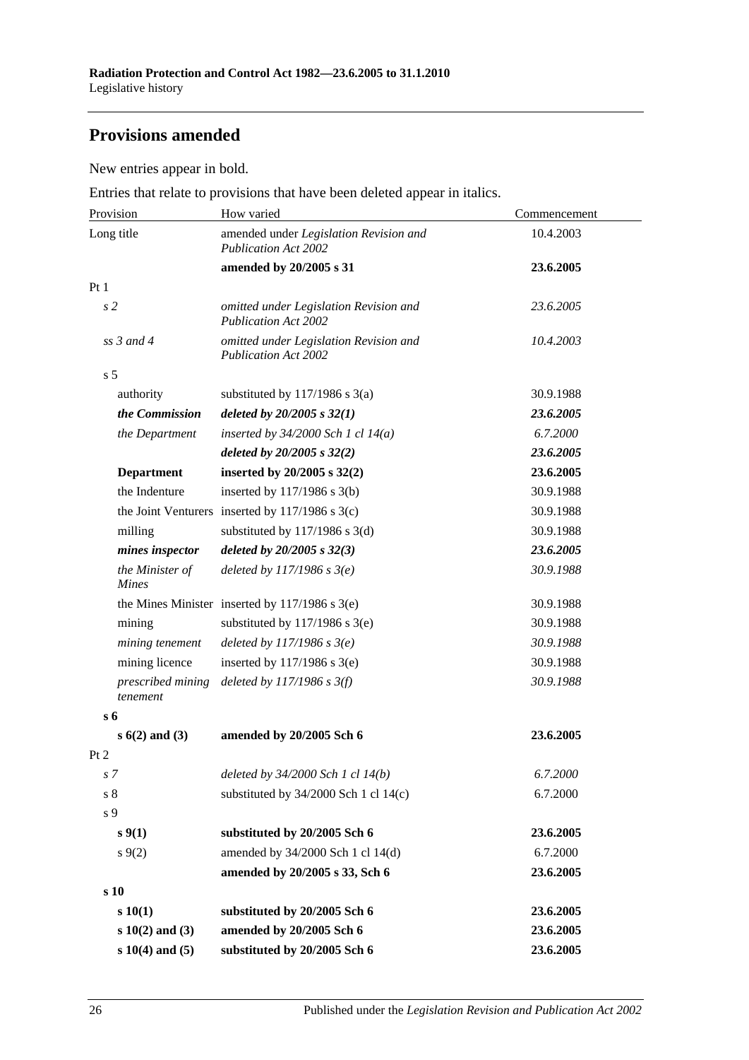## Provisions amended

New entries appear in bold.

Entries that relate to provisions that have been deleted appear in italics.

| Provision | How varied | Commencement |
|---|---|---|
| Long title | amended under *Legislation Revision and Publication Act 2002* | 10.4.2003 |
| | **amended by 20/2005 s 31** | **23.6.2005** |
| Pt 1 | | |
| *s 2* | *omitted under Legislation Revision and Publication Act 2002* | *23.6.2005* |
| *ss 3 and 4* | *omitted under Legislation Revision and Publication Act 2002* | *10.4.2003* |
| s 5 | | |
| authority | substituted by 117/1986 s 3(a) | 30.9.1988 |
| ***the Commission*** | ***deleted by 20/2005 s 32(1)*** | ***23.6.2005*** |
| *the Department* | *inserted by 34/2000 Sch 1 cl 14(a)* | *6.7.2000* |
| | ***deleted by 20/2005 s 32(2)*** | ***23.6.2005*** |
| **Department** | **inserted by 20/2005 s 32(2)** | **23.6.2005** |
| the Indenture | inserted by 117/1986 s 3(b) | 30.9.1988 |
| the Joint Venturers | inserted by 117/1986 s 3(c) | 30.9.1988 |
| milling | substituted by 117/1986 s 3(d) | 30.9.1988 |
| ***mines inspector*** | ***deleted by 20/2005 s 32(3)*** | ***23.6.2005*** |
| *the Minister of Mines* | *deleted by 117/1986 s 3(e)* | *30.9.1988* |
| the Mines Minister | inserted by 117/1986 s 3(e) | 30.9.1988 |
| mining | substituted by 117/1986 s 3(e) | 30.9.1988 |
| *mining tenement* | *deleted by 117/1986 s 3(e)* | *30.9.1988* |
| mining licence | inserted by 117/1986 s 3(e) | 30.9.1988 |
| *prescribed mining tenement* | *deleted by 117/1986 s 3(f)* | *30.9.1988* |
| **s 6** | | |
| **s 6(2) and (3)** | **amended by 20/2005 Sch 6** | **23.6.2005** |
| Pt 2 | | |
| *s 7* | *deleted by 34/2000 Sch 1 cl 14(b)* | *6.7.2000* |
| s 8 | substituted by 34/2000 Sch 1 cl 14(c) | 6.7.2000 |
| s 9 | | |
| **s 9(1)** | **substituted by 20/2005 Sch 6** | **23.6.2005** |
| s 9(2) | amended by 34/2000 Sch 1 cl 14(d) | 6.7.2000 |
| | **amended by 20/2005 s 33, Sch 6** | **23.6.2005** |
| **s 10** | | |
| **s 10(1)** | **substituted by 20/2005 Sch 6** | **23.6.2005** |
| **s 10(2) and (3)** | **amended by 20/2005 Sch 6** | **23.6.2005** |
| **s 10(4) and (5)** | **substituted by 20/2005 Sch 6** | **23.6.2005** |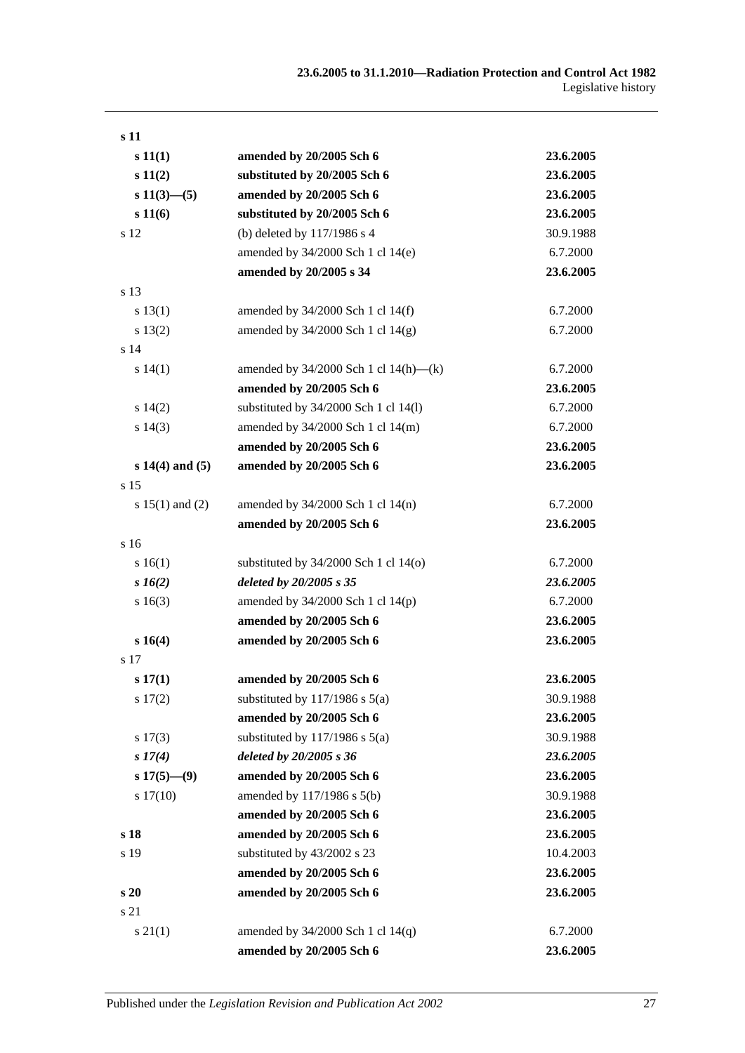| | | |
|---|---|---|
| **s 11** | | |
| **s 11(1)** | **amended by 20/2005 Sch 6** | **23.6.2005** |
| **s 11(2)** | **substituted by 20/2005 Sch 6** | **23.6.2005** |
| **s 11(3)—(5)** | **amended by 20/2005 Sch 6** | **23.6.2005** |
| **s 11(6)** | **substituted by 20/2005 Sch 6** | **23.6.2005** |
| s 12 | (b) deleted by 117/1986 s 4 | 30.9.1988 |
| | amended by 34/2000 Sch 1 cl 14(e) | 6.7.2000 |
| | **amended by 20/2005 s 34** | **23.6.2005** |
| s 13 | | |
| s 13(1) | amended by 34/2000 Sch 1 cl 14(f) | 6.7.2000 |
| s 13(2) | amended by 34/2000 Sch 1 cl 14(g) | 6.7.2000 |
| s 14 | | |
| s 14(1) | amended by 34/2000 Sch 1 cl 14(h)—(k) | 6.7.2000 |
| | **amended by 20/2005 Sch 6** | **23.6.2005** |
| s 14(2) | substituted by 34/2000 Sch 1 cl 14(l) | 6.7.2000 |
| s 14(3) | amended by 34/2000 Sch 1 cl 14(m) | 6.7.2000 |
| | **amended by 20/2005 Sch 6** | **23.6.2005** |
| **s 14(4) and (5)** | **amended by 20/2005 Sch 6** | **23.6.2005** |
| s 15 | | |
| s 15(1) and (2) | amended by 34/2000 Sch 1 cl 14(n) | 6.7.2000 |
| | **amended by 20/2005 Sch 6** | **23.6.2005** |
| s 16 | | |
| s 16(1) | substituted by 34/2000 Sch 1 cl 14(o) | 6.7.2000 |
| ***s 16(2)*** | ***deleted by 20/2005 s 35*** | ***23.6.2005*** |
| s 16(3) | amended by 34/2000 Sch 1 cl 14(p) | 6.7.2000 |
| | **amended by 20/2005 Sch 6** | **23.6.2005** |
| **s 16(4)** | **amended by 20/2005 Sch 6** | **23.6.2005** |
| s 17 | | |
| **s 17(1)** | **amended by 20/2005 Sch 6** | **23.6.2005** |
| s 17(2) | substituted by 117/1986 s 5(a) | 30.9.1988 |
| | **amended by 20/2005 Sch 6** | **23.6.2005** |
| s 17(3) | substituted by 117/1986 s 5(a) | 30.9.1988 |
| ***s 17(4)*** | ***deleted by 20/2005 s 36*** | ***23.6.2005*** |
| **s 17(5)—(9)** | **amended by 20/2005 Sch 6** | **23.6.2005** |
| s 17(10) | amended by 117/1986 s 5(b) | 30.9.1988 |
| | **amended by 20/2005 Sch 6** | **23.6.2005** |
| **s 18** | **amended by 20/2005 Sch 6** | **23.6.2005** |
| s 19 | substituted by 43/2002 s 23 | 10.4.2003 |
| | **amended by 20/2005 Sch 6** | **23.6.2005** |
| **s 20** | **amended by 20/2005 Sch 6** | **23.6.2005** |
| s 21 | | |
| s 21(1) | amended by 34/2000 Sch 1 cl 14(q) | 6.7.2000 |
| | **amended by 20/2005 Sch 6** | **23.6.2005** |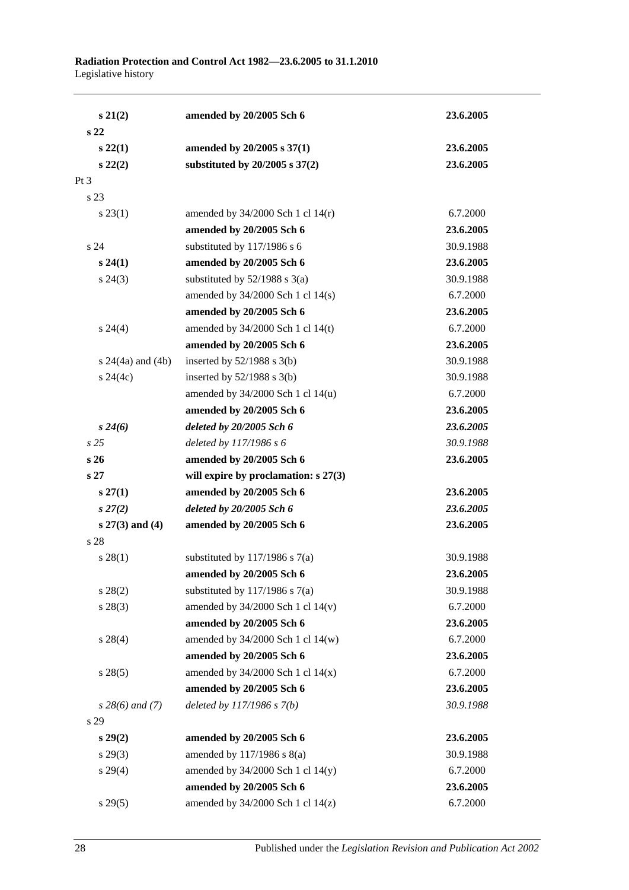| | | |
|---|---|---|
| **s 21(2)** | **amended by 20/2005 Sch 6** | **23.6.2005** |
| **s 22** | | |
| **s 22(1)** | **amended by 20/2005 s 37(1)** | **23.6.2005** |
| **s 22(2)** | **substituted by 20/2005 s 37(2)** | **23.6.2005** |
| Pt 3 | | |
| s 23 | | |
| s 23(1) | amended by 34/2000 Sch 1 cl 14(r) | 6.7.2000 |
| | **amended by 20/2005 Sch 6** | **23.6.2005** |
| s 24 | substituted by 117/1986 s 6 | 30.9.1988 |
| **s 24(1)** | **amended by 20/2005 Sch 6** | **23.6.2005** |
| s 24(3) | substituted by 52/1988 s 3(a) | 30.9.1988 |
| | amended by 34/2000 Sch 1 cl 14(s) | 6.7.2000 |
| | **amended by 20/2005 Sch 6** | **23.6.2005** |
| s 24(4) | amended by 34/2000 Sch 1 cl 14(t) | 6.7.2000 |
| | **amended by 20/2005 Sch 6** | **23.6.2005** |
| s 24(4a) and (4b) | inserted by 52/1988 s 3(b) | 30.9.1988 |
| s 24(4c) | inserted by 52/1988 s 3(b) | 30.9.1988 |
| | amended by 34/2000 Sch 1 cl 14(u) | 6.7.2000 |
| | **amended by 20/2005 Sch 6** | **23.6.2005** |
| ***s 24(6)*** | ***deleted by 20/2005 Sch 6*** | ***23.6.2005*** |
| *s 25* | *deleted by 117/1986 s 6* | *30.9.1988* |
| **s 26** | **amended by 20/2005 Sch 6** | **23.6.2005** |
| **s 27** | **will expire by proclamation: s 27(3)** | |
| **s 27(1)** | **amended by 20/2005 Sch 6** | **23.6.2005** |
| ***s 27(2)*** | ***deleted by 20/2005 Sch 6*** | ***23.6.2005*** |
| **s 27(3) and (4)** | **amended by 20/2005 Sch 6** | **23.6.2005** |
| s 28 | | |
| s 28(1) | substituted by 117/1986 s 7(a) | 30.9.1988 |
| | **amended by 20/2005 Sch 6** | **23.6.2005** |
| s 28(2) | substituted by 117/1986 s 7(a) | 30.9.1988 |
| s 28(3) | amended by 34/2000 Sch 1 cl 14(v) | 6.7.2000 |
| | **amended by 20/2005 Sch 6** | **23.6.2005** |
| s 28(4) | amended by 34/2000 Sch 1 cl 14(w) | 6.7.2000 |
| | **amended by 20/2005 Sch 6** | **23.6.2005** |
| s 28(5) | amended by 34/2000 Sch 1 cl 14(x) | 6.7.2000 |
| | **amended by 20/2005 Sch 6** | **23.6.2005** |
| *s 28(6) and (7)* | *deleted by 117/1986 s 7(b)* | *30.9.1988* |
| s 29 | | |
| **s 29(2)** | **amended by 20/2005 Sch 6** | **23.6.2005** |
| s 29(3) | amended by 117/1986 s 8(a) | 30.9.1988 |
| s 29(4) | amended by 34/2000 Sch 1 cl 14(y) | 6.7.2000 |
| | **amended by 20/2005 Sch 6** | **23.6.2005** |
| s 29(5) | amended by 34/2000 Sch 1 cl 14(z) | 6.7.2000 |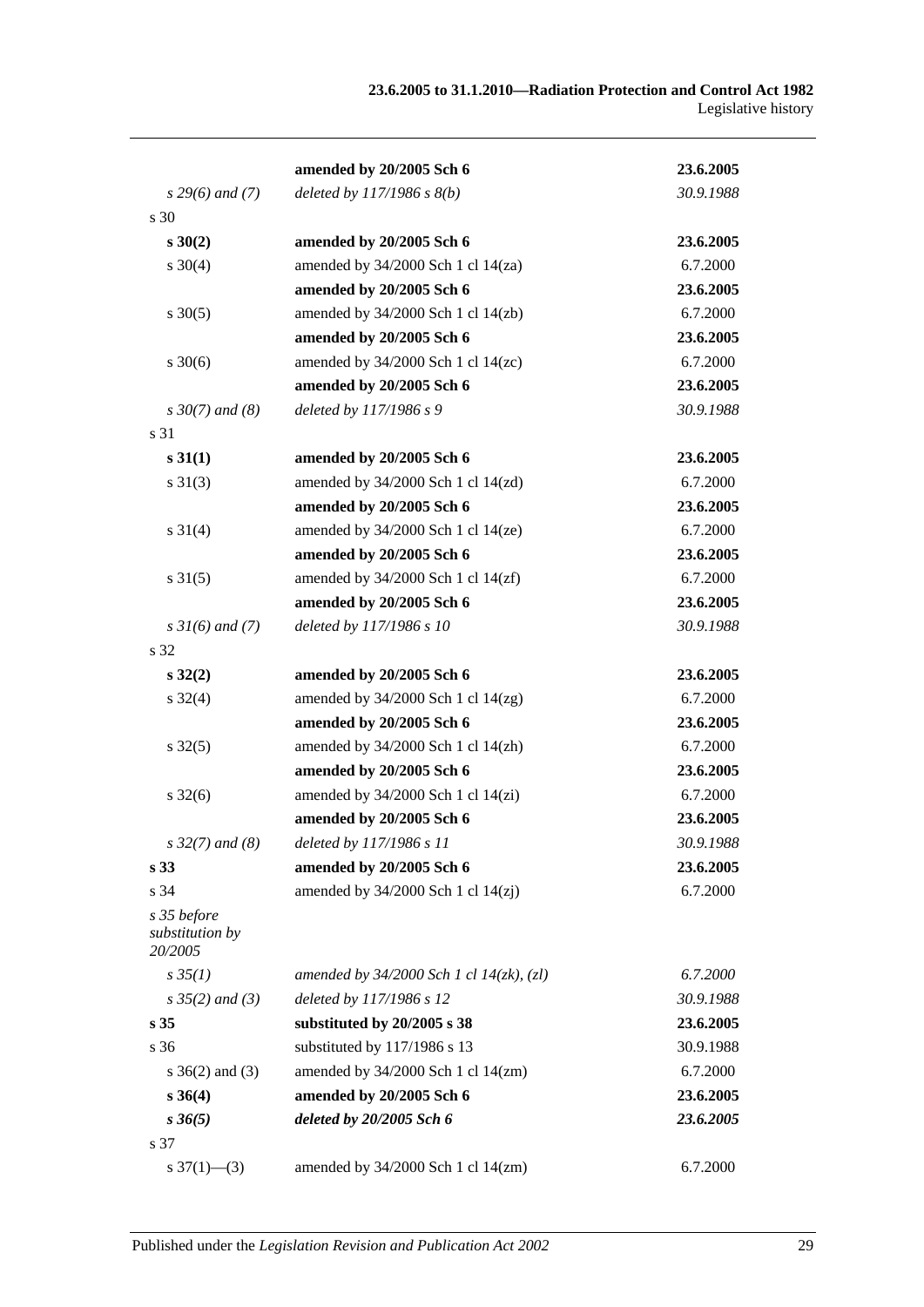| | | |
|---|---|---|
| | **amended by 20/2005 Sch 6** | **23.6.2005** |
| *s 29(6) and (7)* | *deleted by 117/1986 s 8(b)* | *30.9.1988* |
| s 30 | | |
| **s 30(2)** | **amended by 20/2005 Sch 6** | **23.6.2005** |
| s 30(4) | amended by 34/2000 Sch 1 cl 14(za) | 6.7.2000 |
| | **amended by 20/2005 Sch 6** | **23.6.2005** |
| s 30(5) | amended by 34/2000 Sch 1 cl 14(zb) | 6.7.2000 |
| | **amended by 20/2005 Sch 6** | **23.6.2005** |
| s 30(6) | amended by 34/2000 Sch 1 cl 14(zc) | 6.7.2000 |
| | **amended by 20/2005 Sch 6** | **23.6.2005** |
| *s 30(7) and (8)* | *deleted by 117/1986 s 9* | *30.9.1988* |
| s 31 | | |
| **s 31(1)** | **amended by 20/2005 Sch 6** | **23.6.2005** |
| s 31(3) | amended by 34/2000 Sch 1 cl 14(zd) | 6.7.2000 |
| | **amended by 20/2005 Sch 6** | **23.6.2005** |
| s 31(4) | amended by 34/2000 Sch 1 cl 14(ze) | 6.7.2000 |
| | **amended by 20/2005 Sch 6** | **23.6.2005** |
| s 31(5) | amended by 34/2000 Sch 1 cl 14(zf) | 6.7.2000 |
| | **amended by 20/2005 Sch 6** | **23.6.2005** |
| *s 31(6) and (7)* | *deleted by 117/1986 s 10* | *30.9.1988* |
| s 32 | | |
| **s 32(2)** | **amended by 20/2005 Sch 6** | **23.6.2005** |
| s 32(4) | amended by 34/2000 Sch 1 cl 14(zg) | 6.7.2000 |
| | **amended by 20/2005 Sch 6** | **23.6.2005** |
| s 32(5) | amended by 34/2000 Sch 1 cl 14(zh) | 6.7.2000 |
| | **amended by 20/2005 Sch 6** | **23.6.2005** |
| s 32(6) | amended by 34/2000 Sch 1 cl 14(zi) | 6.7.2000 |
| | **amended by 20/2005 Sch 6** | **23.6.2005** |
| *s 32(7) and (8)* | *deleted by 117/1986 s 11* | *30.9.1988* |
| **s 33** | **amended by 20/2005 Sch 6** | **23.6.2005** |
| s 34 | amended by 34/2000 Sch 1 cl 14(zj) | 6.7.2000 |
| *s 35 before substitution by 20/2005* | | |
| *s 35(1)* | *amended by 34/2000 Sch 1 cl 14(zk), (zl)* | *6.7.2000* |
| *s 35(2) and (3)* | *deleted by 117/1986 s 12* | *30.9.1988* |
| **s 35** | **substituted by 20/2005 s 38** | **23.6.2005** |
| s 36 | substituted by 117/1986 s 13 | 30.9.1988 |
| s 36(2) and (3) | amended by 34/2000 Sch 1 cl 14(zm) | 6.7.2000 |
| **s 36(4)** | **amended by 20/2005 Sch 6** | **23.6.2005** |
| ***s 36(5)*** | ***deleted by 20/2005 Sch 6*** | ***23.6.2005*** |
| s 37 | | |
| s 37(1)—(3) | amended by 34/2000 Sch 1 cl 14(zm) | 6.7.2000 |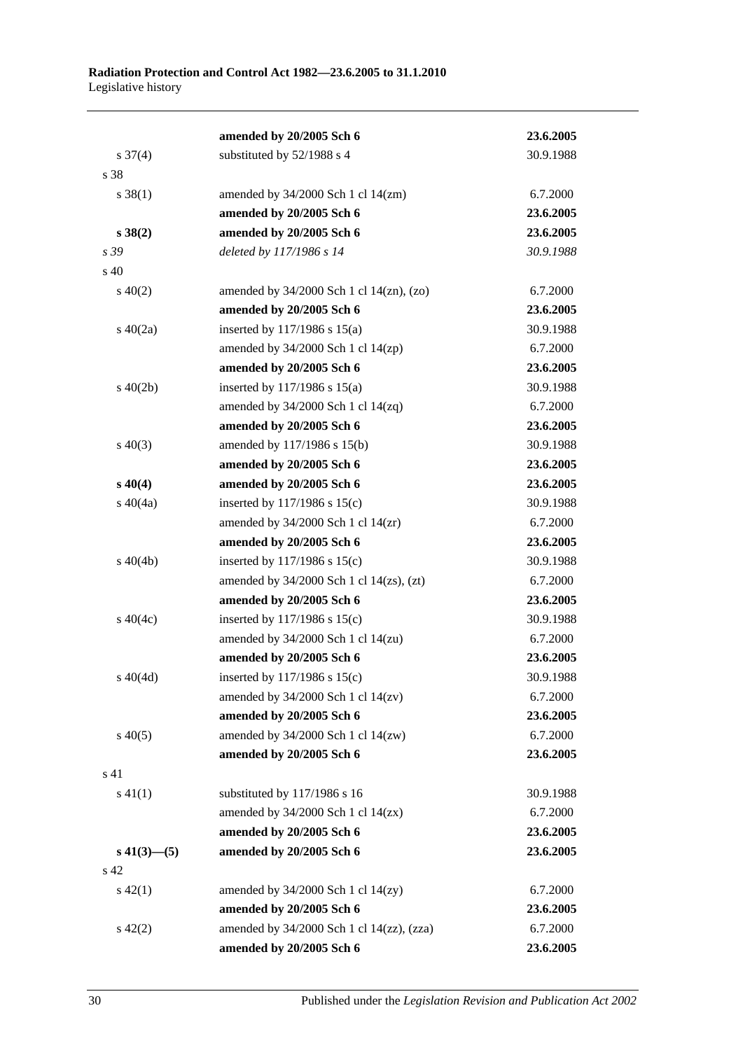| | | |
|---|---|---|
| | **amended by 20/2005 Sch 6** | **23.6.2005** |
| s 37(4) | substituted by 52/1988 s 4 | 30.9.1988 |
| s 38 | | |
| s 38(1) | amended by 34/2000 Sch 1 cl 14(zm) | 6.7.2000 |
| | **amended by 20/2005 Sch 6** | **23.6.2005** |
| **s 38(2)** | **amended by 20/2005 Sch 6** | **23.6.2005** |
| *s 39* | *deleted by 117/1986 s 14* | *30.9.1988* |
| s 40 | | |
| s 40(2) | amended by 34/2000 Sch 1 cl 14(zn), (zo) | 6.7.2000 |
| | **amended by 20/2005 Sch 6** | **23.6.2005** |
| s 40(2a) | inserted by 117/1986 s 15(a) | 30.9.1988 |
| | amended by 34/2000 Sch 1 cl 14(zp) | 6.7.2000 |
| | **amended by 20/2005 Sch 6** | **23.6.2005** |
| s 40(2b) | inserted by 117/1986 s 15(a) | 30.9.1988 |
| | amended by 34/2000 Sch 1 cl 14(zq) | 6.7.2000 |
| | **amended by 20/2005 Sch 6** | **23.6.2005** |
| s 40(3) | amended by 117/1986 s 15(b) | 30.9.1988 |
| | **amended by 20/2005 Sch 6** | **23.6.2005** |
| **s 40(4)** | **amended by 20/2005 Sch 6** | **23.6.2005** |
| s 40(4a) | inserted by 117/1986 s 15(c) | 30.9.1988 |
| | amended by 34/2000 Sch 1 cl 14(zr) | 6.7.2000 |
| | **amended by 20/2005 Sch 6** | **23.6.2005** |
| s 40(4b) | inserted by 117/1986 s 15(c) | 30.9.1988 |
| | amended by 34/2000 Sch 1 cl 14(zs), (zt) | 6.7.2000 |
| | **amended by 20/2005 Sch 6** | **23.6.2005** |
| s 40(4c) | inserted by 117/1986 s 15(c) | 30.9.1988 |
| | amended by 34/2000 Sch 1 cl 14(zu) | 6.7.2000 |
| | **amended by 20/2005 Sch 6** | **23.6.2005** |
| s 40(4d) | inserted by 117/1986 s 15(c) | 30.9.1988 |
| | amended by 34/2000 Sch 1 cl 14(zv) | 6.7.2000 |
| | **amended by 20/2005 Sch 6** | **23.6.2005** |
| s 40(5) | amended by 34/2000 Sch 1 cl 14(zw) | 6.7.2000 |
| | **amended by 20/2005 Sch 6** | **23.6.2005** |
| s 41 | | |
| s 41(1) | substituted by 117/1986 s 16 | 30.9.1988 |
| | amended by 34/2000 Sch 1 cl 14(zx) | 6.7.2000 |
| | **amended by 20/2005 Sch 6** | **23.6.2005** |
| **s 41(3)—(5)** | **amended by 20/2005 Sch 6** | **23.6.2005** |
| s 42 | | |
| s 42(1) | amended by 34/2000 Sch 1 cl 14(zy) | 6.7.2000 |
| | **amended by 20/2005 Sch 6** | **23.6.2005** |
| s 42(2) | amended by 34/2000 Sch 1 cl 14(zz), (zza) | 6.7.2000 |
| | **amended by 20/2005 Sch 6** | **23.6.2005** |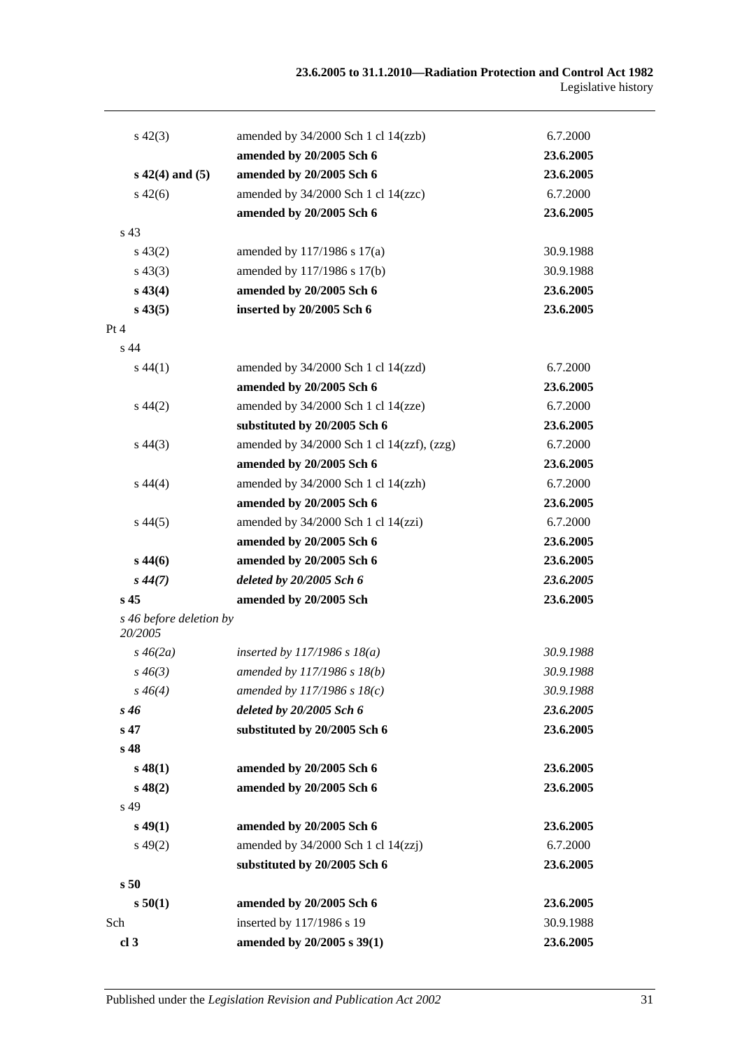| | | |
|---|---|---|
| s 42(3) | amended by 34/2000 Sch 1 cl 14(zzb) | 6.7.2000 |
| | **amended by 20/2005 Sch 6** | **23.6.2005** |
| **s 42(4) and (5)** | **amended by 20/2005 Sch 6** | **23.6.2005** |
| s 42(6) | amended by 34/2000 Sch 1 cl 14(zzc) | 6.7.2000 |
| | **amended by 20/2005 Sch 6** | **23.6.2005** |
| s 43 | | |
| s 43(2) | amended by 117/1986 s 17(a) | 30.9.1988 |
| s 43(3) | amended by 117/1986 s 17(b) | 30.9.1988 |
| **s 43(4)** | **amended by 20/2005 Sch 6** | **23.6.2005** |
| **s 43(5)** | **inserted by 20/2005 Sch 6** | **23.6.2005** |
| Pt 4 | | |
| s 44 | | |
| s 44(1) | amended by 34/2000 Sch 1 cl 14(zzd) | 6.7.2000 |
| | **amended by 20/2005 Sch 6** | **23.6.2005** |
| s 44(2) | amended by 34/2000 Sch 1 cl 14(zze) | 6.7.2000 |
| | **substituted by 20/2005 Sch 6** | **23.6.2005** |
| s 44(3) | amended by 34/2000 Sch 1 cl 14(zzf), (zzg) | 6.7.2000 |
| | **amended by 20/2005 Sch 6** | **23.6.2005** |
| s 44(4) | amended by 34/2000 Sch 1 cl 14(zzh) | 6.7.2000 |
| | **amended by 20/2005 Sch 6** | **23.6.2005** |
| s 44(5) | amended by 34/2000 Sch 1 cl 14(zzi) | 6.7.2000 |
| | **amended by 20/2005 Sch 6** | **23.6.2005** |
| **s 44(6)** | **amended by 20/2005 Sch 6** | **23.6.2005** |
| ***s 44(7)*** | ***deleted by 20/2005 Sch 6*** | ***23.6.2005*** |
| **s 45** | **amended by 20/2005 Sch** | **23.6.2005** |
| *s 46 before deletion by 20/2005* | | |
| *s 46(2a)* | *inserted by 117/1986 s 18(a)* | *30.9.1988* |
| *s 46(3)* | *amended by 117/1986 s 18(b)* | *30.9.1988* |
| *s 46(4)* | *amended by 117/1986 s 18(c)* | *30.9.1988* |
| ***s 46*** | ***deleted by 20/2005 Sch 6*** | ***23.6.2005*** |
| **s 47** | **substituted by 20/2005 Sch 6** | **23.6.2005** |
| **s 48** | | |
| **s 48(1)** | **amended by 20/2005 Sch 6** | **23.6.2005** |
| **s 48(2)** | **amended by 20/2005 Sch 6** | **23.6.2005** |
| s 49 | | |
| **s 49(1)** | **amended by 20/2005 Sch 6** | **23.6.2005** |
| s 49(2) | amended by 34/2000 Sch 1 cl 14(zzj) | 6.7.2000 |
| | **substituted by 20/2005 Sch 6** | **23.6.2005** |
| **s 50** | | |
| **s 50(1)** | **amended by 20/2005 Sch 6** | **23.6.2005** |
| Sch | inserted by 117/1986 s 19 | 30.9.1988 |
| **cl 3** | **amended by 20/2005 s 39(1)** | **23.6.2005** |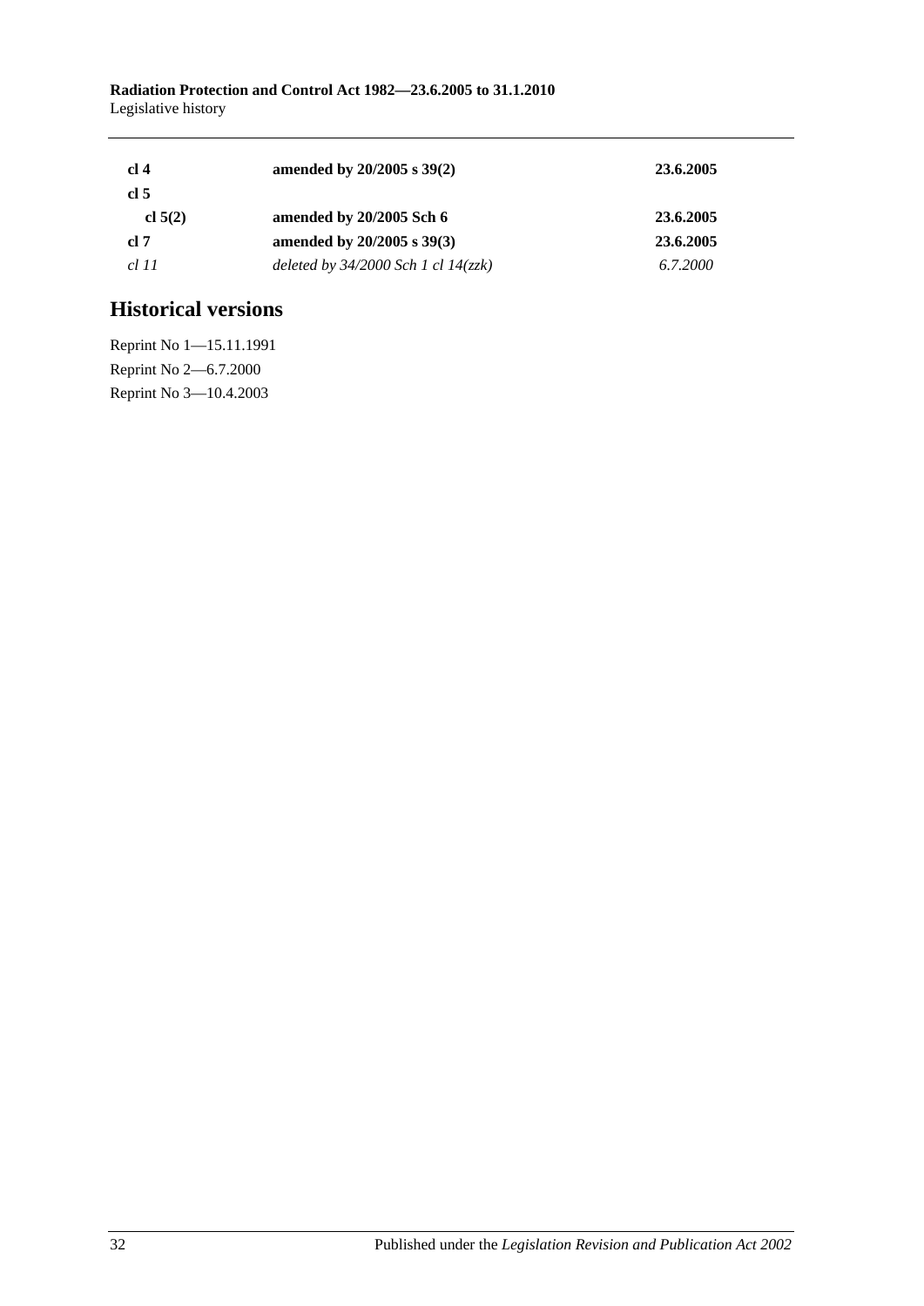| | | |
|---|---|---|
| **cl 4** | **amended by 20/2005 s 39(2)** | **23.6.2005** |
| **cl 5** | | |
| **cl 5(2)** | **amended by 20/2005 Sch 6** | **23.6.2005** |
| **cl 7** | **amended by 20/2005 s 39(3)** | **23.6.2005** |
| *cl 11* | *deleted by 34/2000 Sch 1 cl 14(zzk)* | *6.7.2000* |

## Historical versions

Reprint No 1—15.11.1991

Reprint No 2—6.7.2000

Reprint No 3—10.4.2003